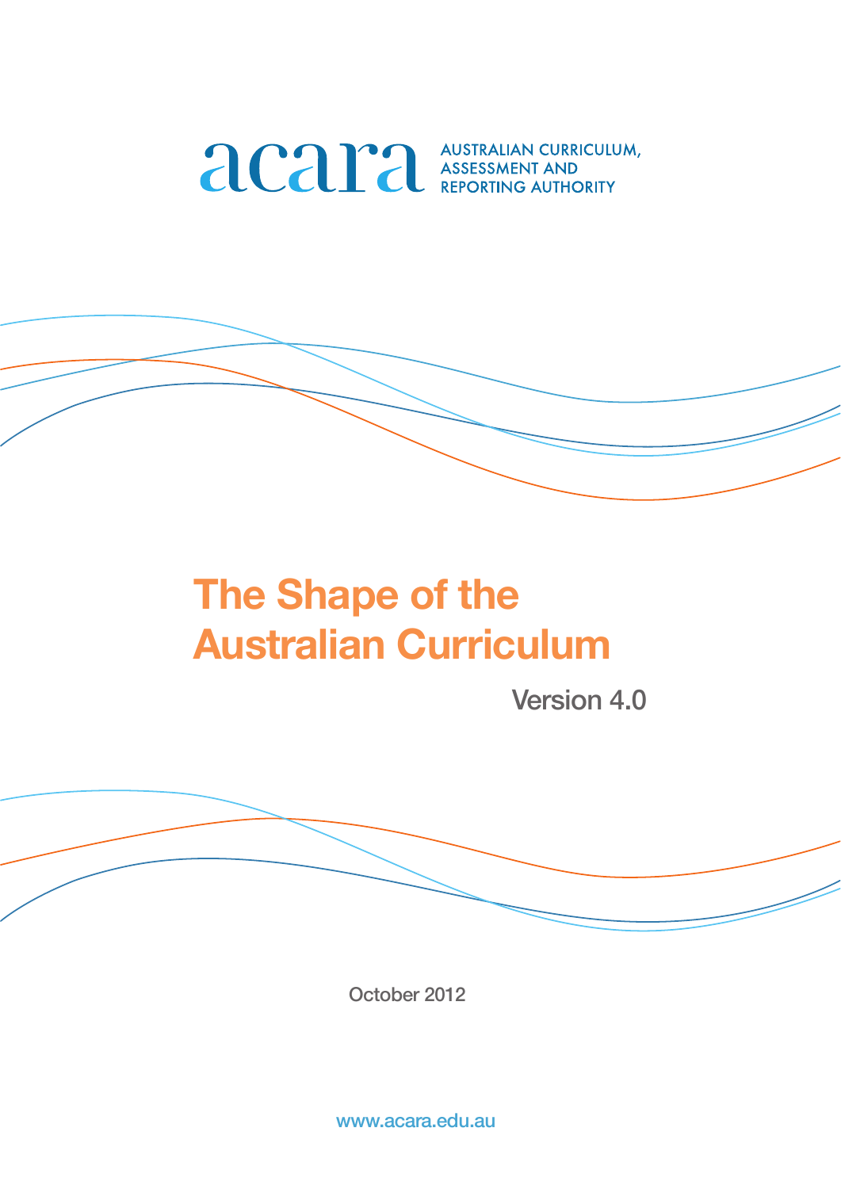acara AUSTRALIAN CURRICULUM, ASSESSMENT AND REPORTING AUTHORITY

# The Shape of the Australian Curriculum

Version 4.0

October 2012

www.acara.edu.au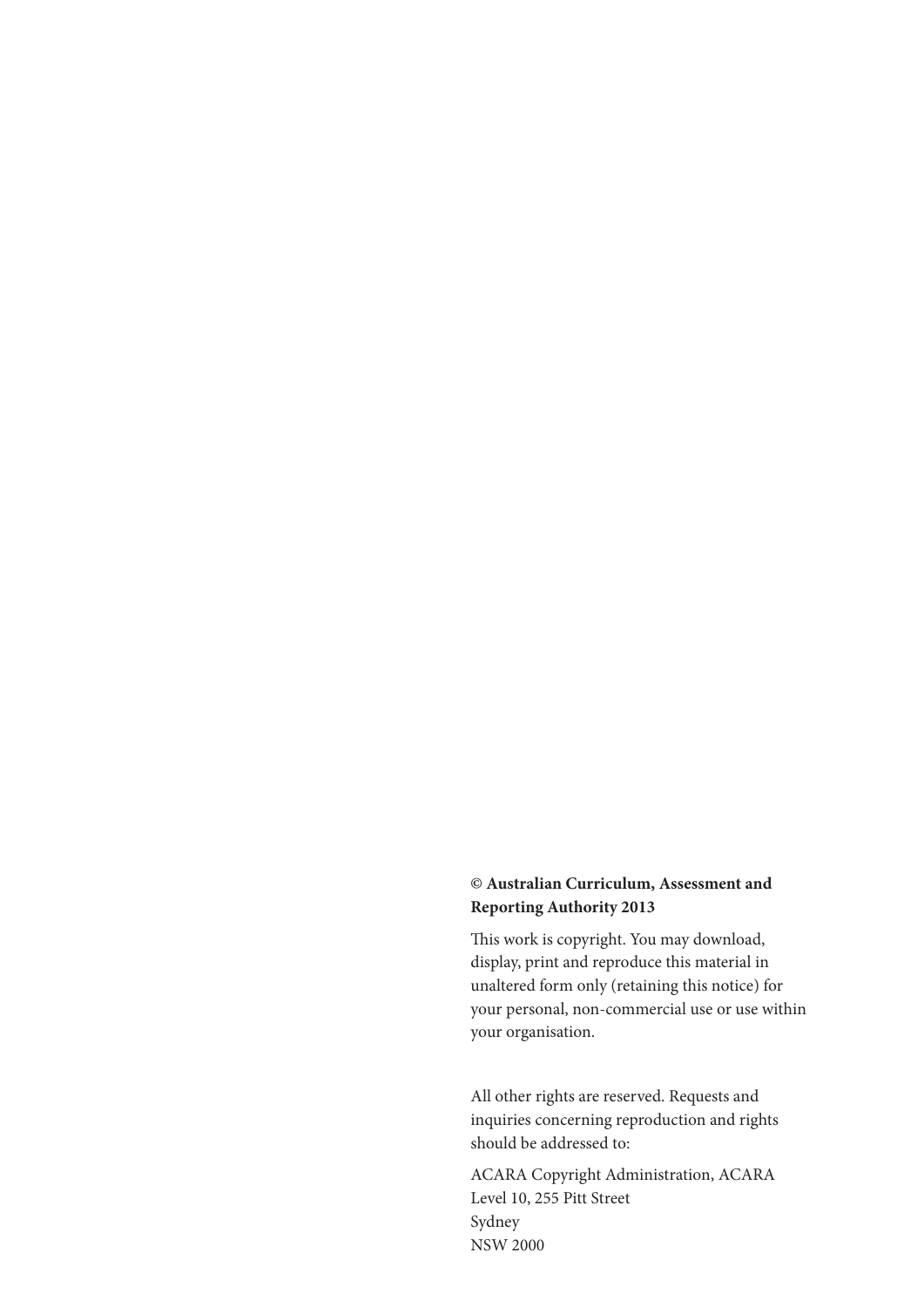**© Australian Curriculum, Assessment and Reporting Authority 2013**

This work is copyright. You may download, display, print and reproduce this material in unaltered form only (retaining this notice) for your personal, non-commercial use or use within your organisation.

All other rights are reserved. Requests and inquiries concerning reproduction and rights should be addressed to:

ACARA Copyright Administration, ACARA
Level 10, 255 Pitt Street
Sydney
NSW 2000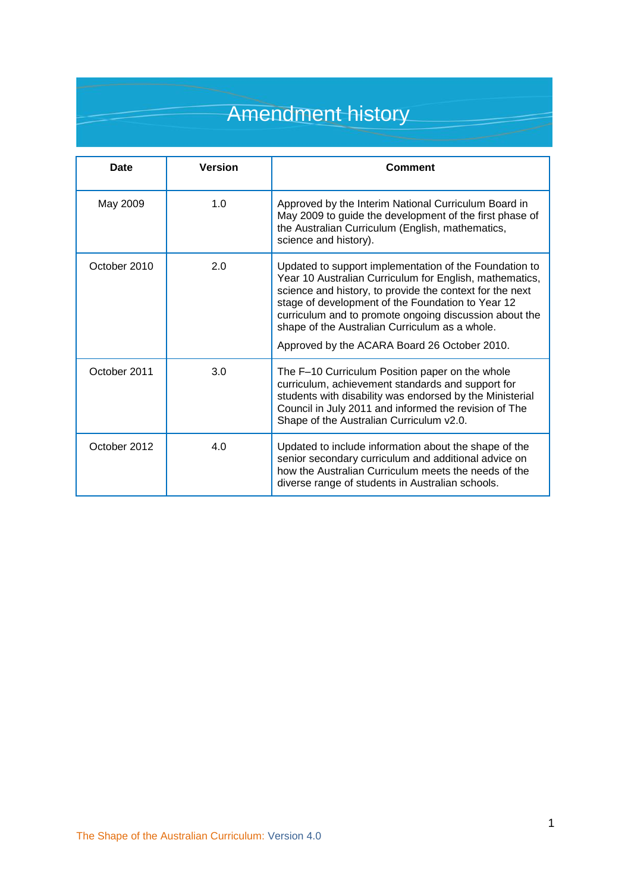# Amendment history

| Date | Version | Comment |
| --- | --- | --- |
| May 2009 | 1.0 | Approved by the Interim National Curriculum Board in May 2009 to guide the development of the first phase of the Australian Curriculum (English, mathematics, science and history). |
| October 2010 | 2.0 | Updated to support implementation of the Foundation to Year 10 Australian Curriculum for English, mathematics, science and history, to provide the context for the next stage of development of the Foundation to Year 12 curriculum and to promote ongoing discussion about the shape of the Australian Curriculum as a whole.<br><br>Approved by the ACARA Board 26 October 2010. |
| October 2011 | 3.0 | The F–10 Curriculum Position paper on the whole curriculum, achievement standards and support for students with disability was endorsed by the Ministerial Council in July 2011 and informed the revision of The Shape of the Australian Curriculum v2.0. |
| October 2012 | 4.0 | Updated to include information about the shape of the senior secondary curriculum and additional advice on how the Australian Curriculum meets the needs of the diverse range of students in Australian schools. |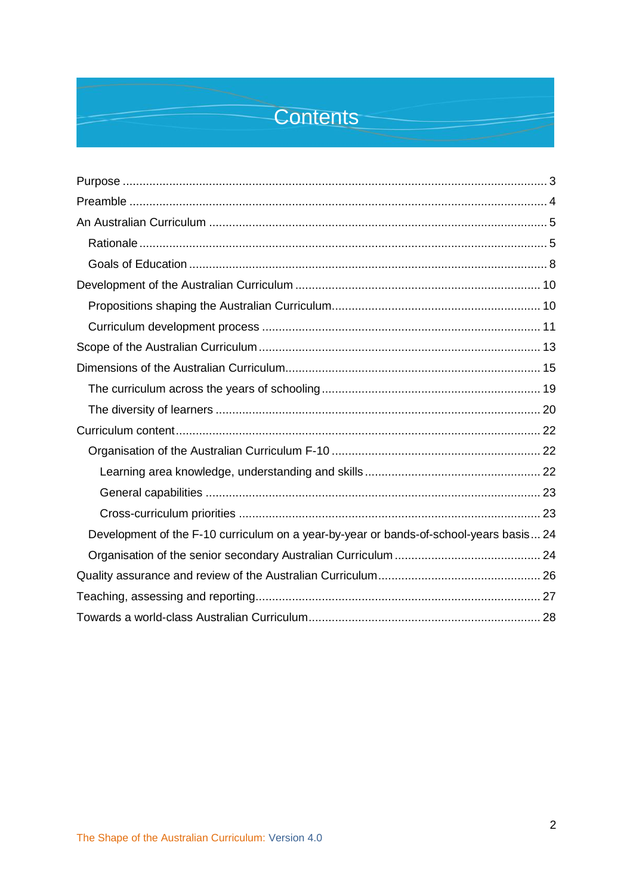# Contents

- Purpose ... 3
- Preamble ... 4
- An Australian Curriculum ... 5
  - Rationale ... 5
  - Goals of Education ... 8
- Development of the Australian Curriculum ... 10
  - Propositions shaping the Australian Curriculum ... 10
  - Curriculum development process ... 11
- Scope of the Australian Curriculum ... 13
- Dimensions of the Australian Curriculum ... 15
  - The curriculum across the years of schooling ... 19
  - The diversity of learners ... 20
- Curriculum content ... 22
  - Organisation of the Australian Curriculum F-10 ... 22
    - Learning area knowledge, understanding and skills ... 22
    - General capabilities ... 23
    - Cross-curriculum priorities ... 23
  - Development of the F-10 curriculum on a year-by-year or bands-of-school-years basis ... 24
  - Organisation of the senior secondary Australian Curriculum ... 24
- Quality assurance and review of the Australian Curriculum ... 26
- Teaching, assessing and reporting ... 27
- Towards a world-class Australian Curriculum ... 28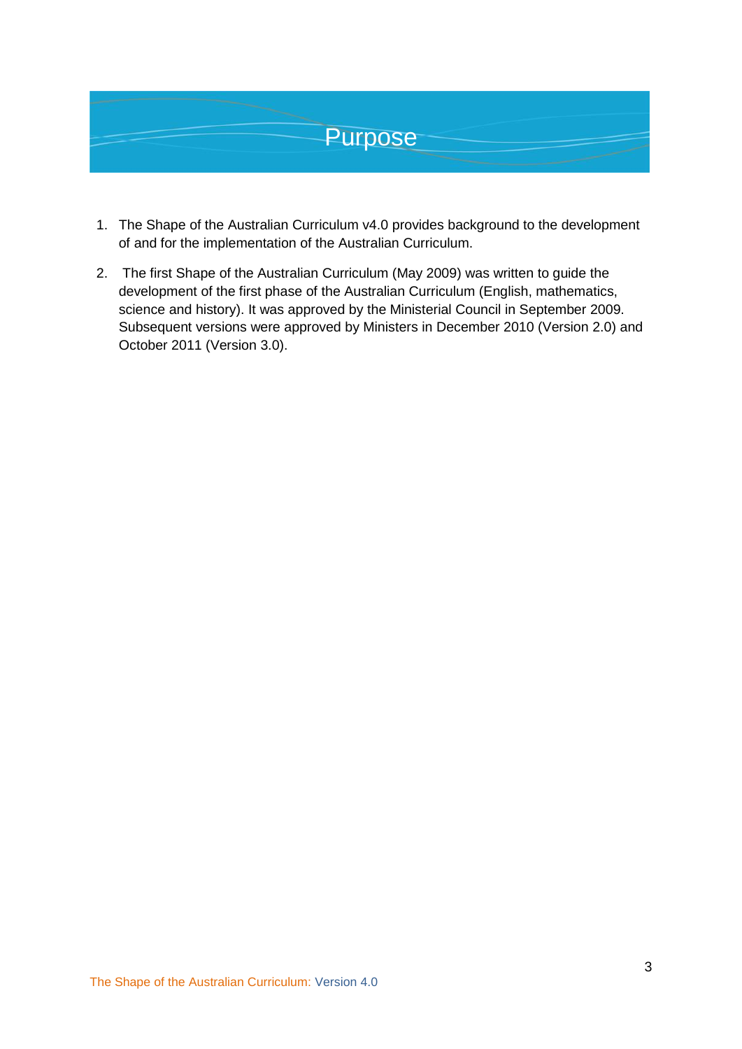# Purpose

1. The Shape of the Australian Curriculum v4.0 provides background to the development of and for the implementation of the Australian Curriculum.

2. The first Shape of the Australian Curriculum (May 2009) was written to guide the development of the first phase of the Australian Curriculum (English, mathematics, science and history). It was approved by the Ministerial Council in September 2009. Subsequent versions were approved by Ministers in December 2010 (Version 2.0) and October 2011 (Version 3.0).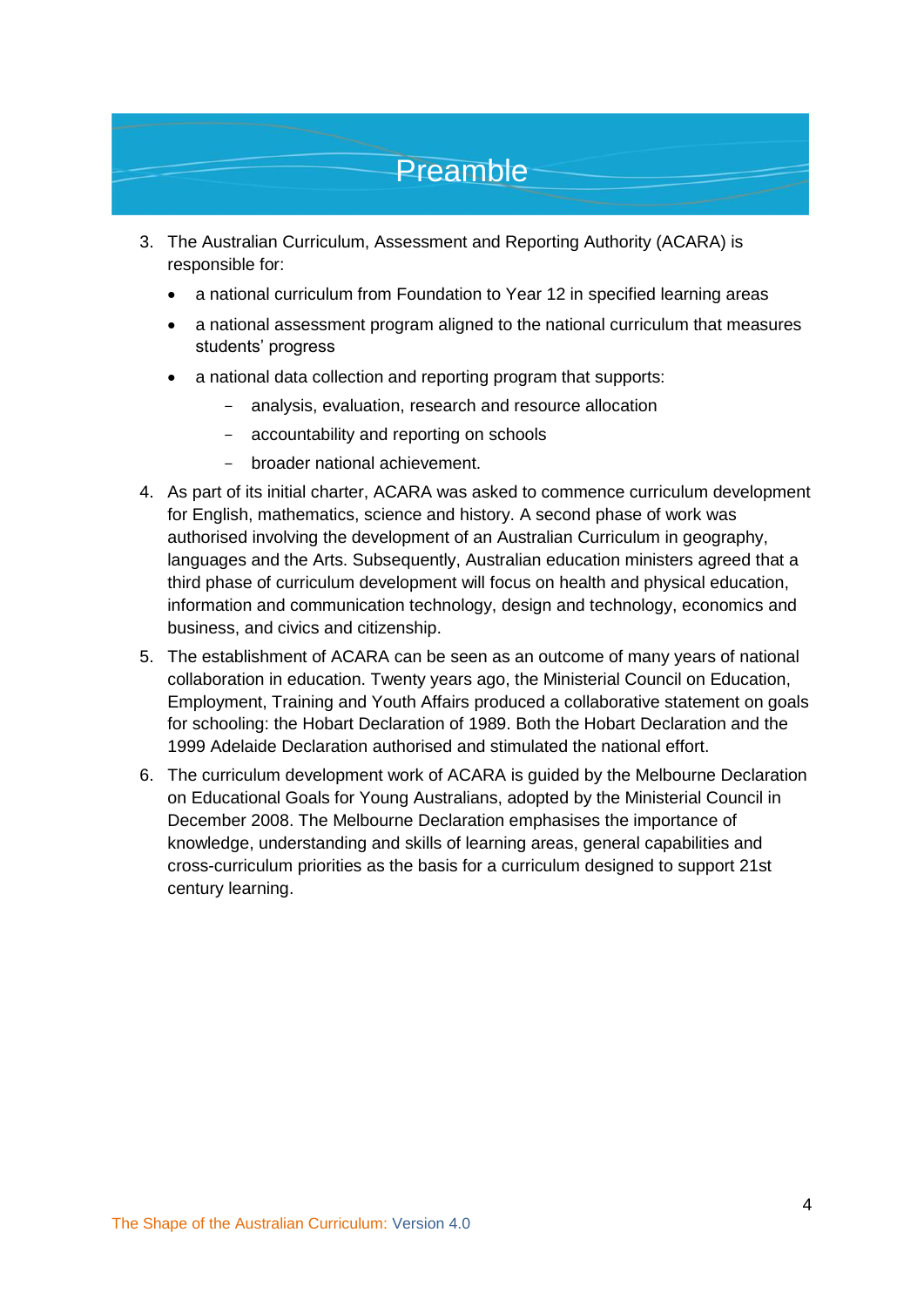# Preamble

3. The Australian Curriculum, Assessment and Reporting Authority (ACARA) is responsible for:
   - a national curriculum from Foundation to Year 12 in specified learning areas
   - a national assessment program aligned to the national curriculum that measures students' progress
   - a national data collection and reporting program that supports:
     - analysis, evaluation, research and resource allocation
     - accountability and reporting on schools
     - broader national achievement.
4. As part of its initial charter, ACARA was asked to commence curriculum development for English, mathematics, science and history. A second phase of work was authorised involving the development of an Australian Curriculum in geography, languages and the Arts. Subsequently, Australian education ministers agreed that a third phase of curriculum development will focus on health and physical education, information and communication technology, design and technology, economics and business, and civics and citizenship.
5. The establishment of ACARA can be seen as an outcome of many years of national collaboration in education. Twenty years ago, the Ministerial Council on Education, Employment, Training and Youth Affairs produced a collaborative statement on goals for schooling: the Hobart Declaration of 1989. Both the Hobart Declaration and the 1999 Adelaide Declaration authorised and stimulated the national effort.
6. The curriculum development work of ACARA is guided by the Melbourne Declaration on Educational Goals for Young Australians, adopted by the Ministerial Council in December 2008. The Melbourne Declaration emphasises the importance of knowledge, understanding and skills of learning areas, general capabilities and cross-curriculum priorities as the basis for a curriculum designed to support 21st century learning.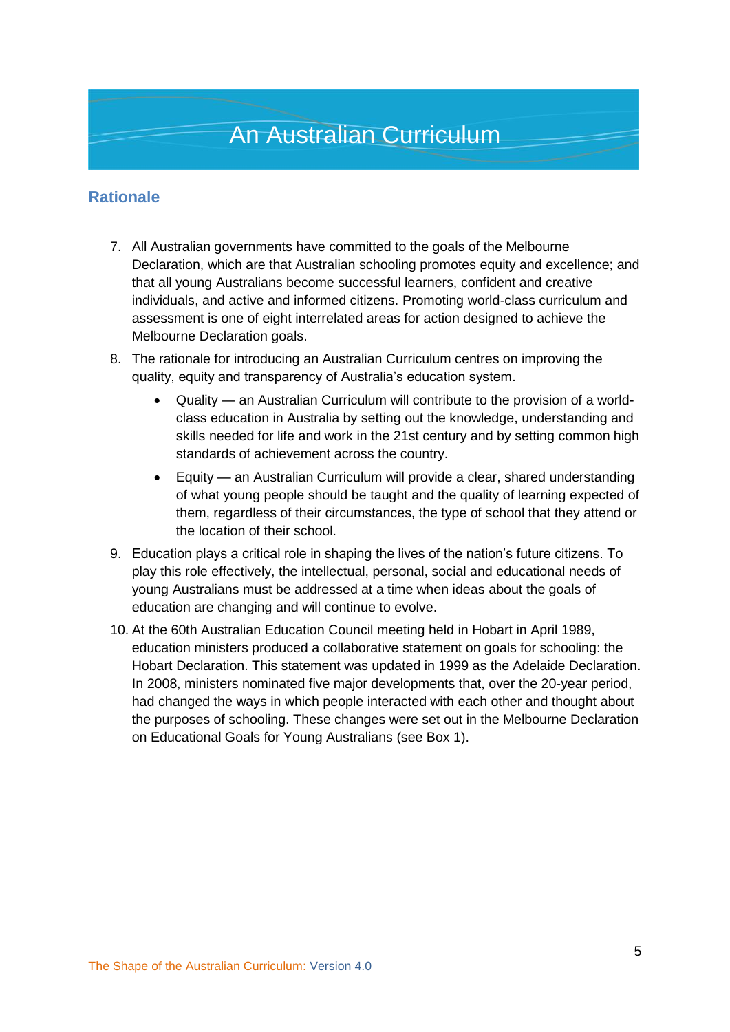# An Australian Curriculum

## Rationale

7. All Australian governments have committed to the goals of the Melbourne Declaration, which are that Australian schooling promotes equity and excellence; and that all young Australians become successful learners, confident and creative individuals, and active and informed citizens. Promoting world-class curriculum and assessment is one of eight interrelated areas for action designed to achieve the Melbourne Declaration goals.

8. The rationale for introducing an Australian Curriculum centres on improving the quality, equity and transparency of Australia's education system.

   - Quality — an Australian Curriculum will contribute to the provision of a world-class education in Australia by setting out the knowledge, understanding and skills needed for life and work in the 21st century and by setting common high standards of achievement across the country.
   - Equity — an Australian Curriculum will provide a clear, shared understanding of what young people should be taught and the quality of learning expected of them, regardless of their circumstances, the type of school that they attend or the location of their school.

9. Education plays a critical role in shaping the lives of the nation's future citizens. To play this role effectively, the intellectual, personal, social and educational needs of young Australians must be addressed at a time when ideas about the goals of education are changing and will continue to evolve.

10. At the 60th Australian Education Council meeting held in Hobart in April 1989, education ministers produced a collaborative statement on goals for schooling: the Hobart Declaration. This statement was updated in 1999 as the Adelaide Declaration. In 2008, ministers nominated five major developments that, over the 20-year period, had changed the ways in which people interacted with each other and thought about the purposes of schooling. These changes were set out in the Melbourne Declaration on Educational Goals for Young Australians (see Box 1).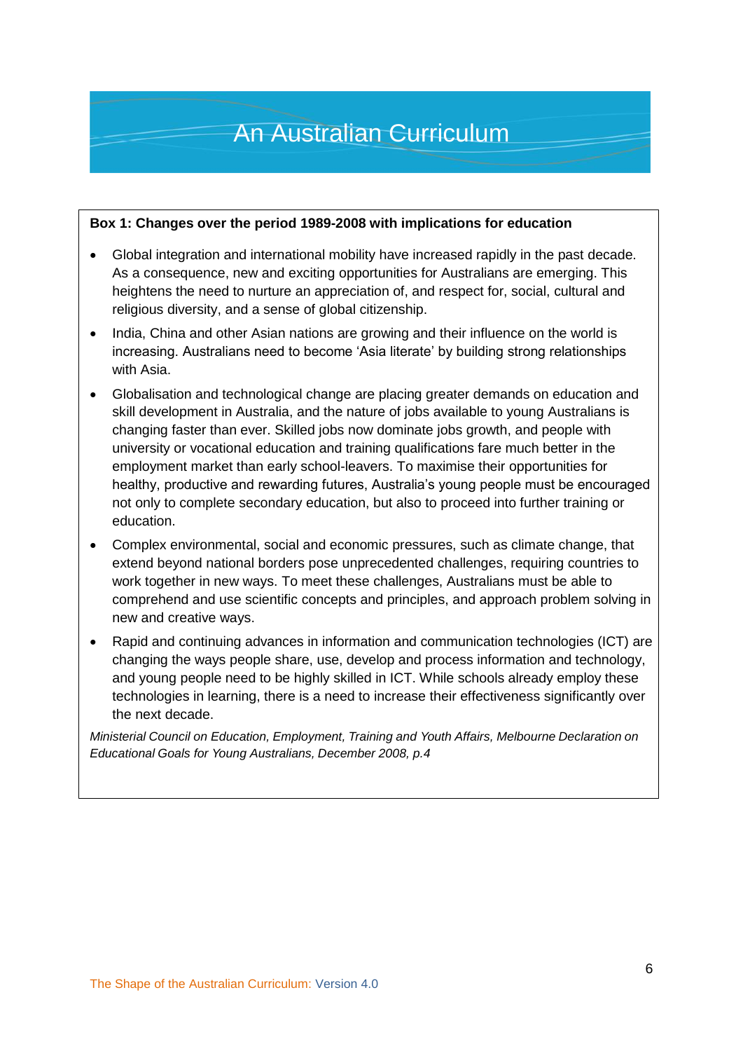# An Australian Curriculum

**Box 1: Changes over the period 1989-2008 with implications for education**

- Global integration and international mobility have increased rapidly in the past decade. As a consequence, new and exciting opportunities for Australians are emerging. This heightens the need to nurture an appreciation of, and respect for, social, cultural and religious diversity, and a sense of global citizenship.
- India, China and other Asian nations are growing and their influence on the world is increasing. Australians need to become 'Asia literate' by building strong relationships with Asia.
- Globalisation and technological change are placing greater demands on education and skill development in Australia, and the nature of jobs available to young Australians is changing faster than ever. Skilled jobs now dominate jobs growth, and people with university or vocational education and training qualifications fare much better in the employment market than early school-leavers. To maximise their opportunities for healthy, productive and rewarding futures, Australia's young people must be encouraged not only to complete secondary education, but also to proceed into further training or education.
- Complex environmental, social and economic pressures, such as climate change, that extend beyond national borders pose unprecedented challenges, requiring countries to work together in new ways. To meet these challenges, Australians must be able to comprehend and use scientific concepts and principles, and approach problem solving in new and creative ways.
- Rapid and continuing advances in information and communication technologies (ICT) are changing the ways people share, use, develop and process information and technology, and young people need to be highly skilled in ICT. While schools already employ these technologies in learning, there is a need to increase their effectiveness significantly over the next decade.

*Ministerial Council on Education, Employment, Training and Youth Affairs, Melbourne Declaration on Educational Goals for Young Australians, December 2008, p.4*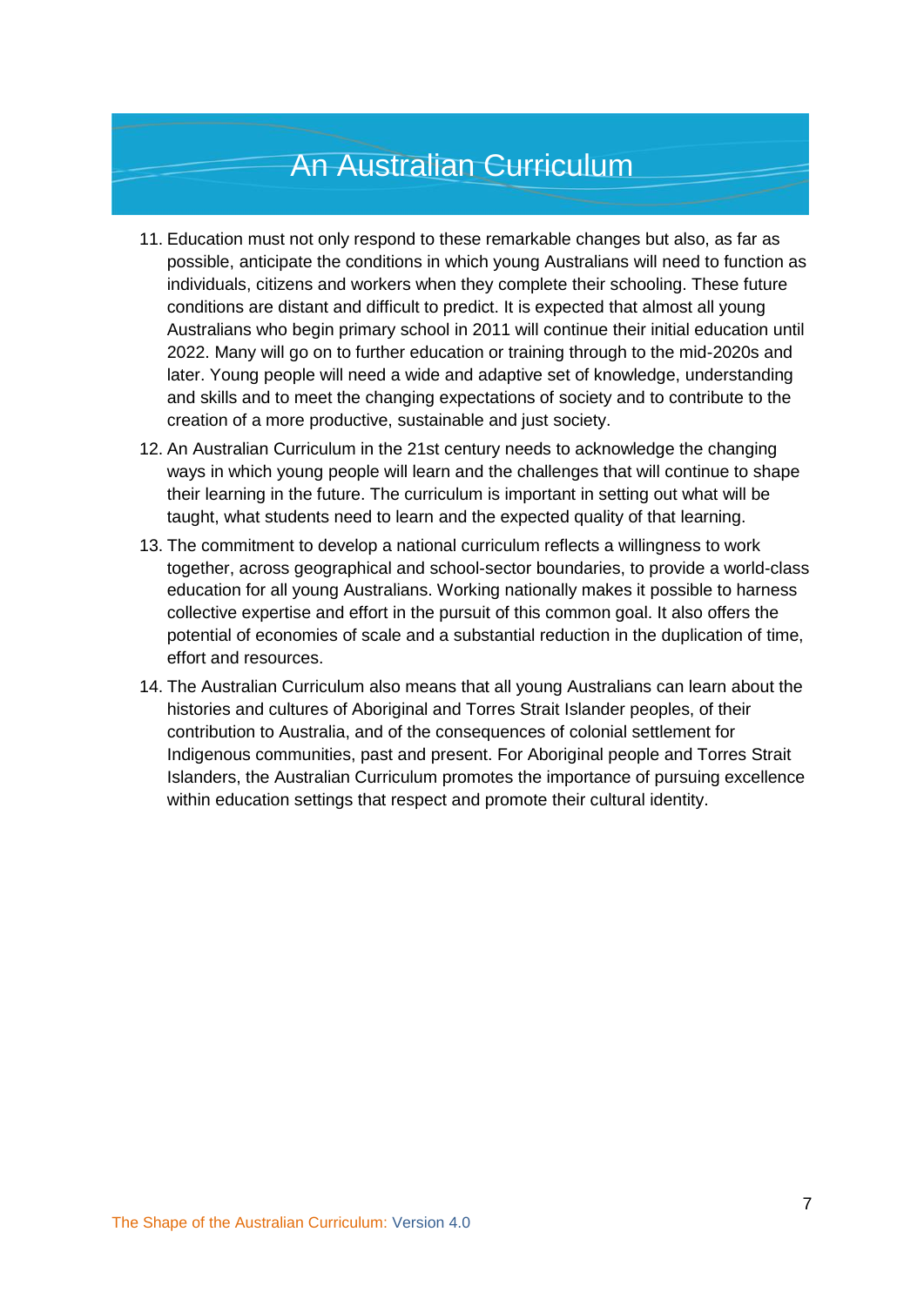# An Australian Curriculum

11. Education must not only respond to these remarkable changes but also, as far as possible, anticipate the conditions in which young Australians will need to function as individuals, citizens and workers when they complete their schooling. These future conditions are distant and difficult to predict. It is expected that almost all young Australians who begin primary school in 2011 will continue their initial education until 2022. Many will go on to further education or training through to the mid-2020s and later. Young people will need a wide and adaptive set of knowledge, understanding and skills and to meet the changing expectations of society and to contribute to the creation of a more productive, sustainable and just society.
12. An Australian Curriculum in the 21st century needs to acknowledge the changing ways in which young people will learn and the challenges that will continue to shape their learning in the future. The curriculum is important in setting out what will be taught, what students need to learn and the expected quality of that learning.
13. The commitment to develop a national curriculum reflects a willingness to work together, across geographical and school-sector boundaries, to provide a world-class education for all young Australians. Working nationally makes it possible to harness collective expertise and effort in the pursuit of this common goal. It also offers the potential of economies of scale and a substantial reduction in the duplication of time, effort and resources.
14. The Australian Curriculum also means that all young Australians can learn about the histories and cultures of Aboriginal and Torres Strait Islander peoples, of their contribution to Australia, and of the consequences of colonial settlement for Indigenous communities, past and present. For Aboriginal people and Torres Strait Islanders, the Australian Curriculum promotes the importance of pursuing excellence within education settings that respect and promote their cultural identity.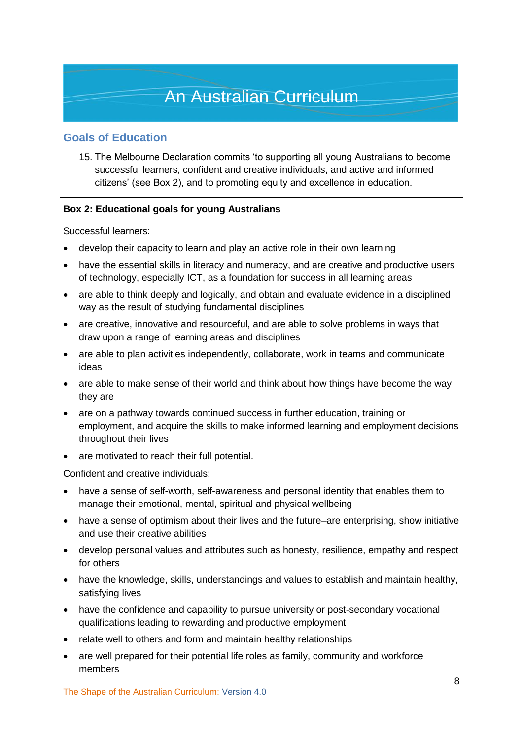# An Australian Curriculum

## Goals of Education

15. The Melbourne Declaration commits 'to supporting all young Australians to become successful learners, confident and creative individuals, and active and informed citizens' (see Box 2), and to promoting equity and excellence in education.

**Box 2: Educational goals for young Australians**

Successful learners:

- develop their capacity to learn and play an active role in their own learning
- have the essential skills in literacy and numeracy, and are creative and productive users of technology, especially ICT, as a foundation for success in all learning areas
- are able to think deeply and logically, and obtain and evaluate evidence in a disciplined way as the result of studying fundamental disciplines
- are creative, innovative and resourceful, and are able to solve problems in ways that draw upon a range of learning areas and disciplines
- are able to plan activities independently, collaborate, work in teams and communicate ideas
- are able to make sense of their world and think about how things have become the way they are
- are on a pathway towards continued success in further education, training or employment, and acquire the skills to make informed learning and employment decisions throughout their lives
- are motivated to reach their full potential.

Confident and creative individuals:

- have a sense of self-worth, self-awareness and personal identity that enables them to manage their emotional, mental, spiritual and physical wellbeing
- have a sense of optimism about their lives and the future–are enterprising, show initiative and use their creative abilities
- develop personal values and attributes such as honesty, resilience, empathy and respect for others
- have the knowledge, skills, understandings and values to establish and maintain healthy, satisfying lives
- have the confidence and capability to pursue university or post-secondary vocational qualifications leading to rewarding and productive employment
- relate well to others and form and maintain healthy relationships
- are well prepared for their potential life roles as family, community and workforce members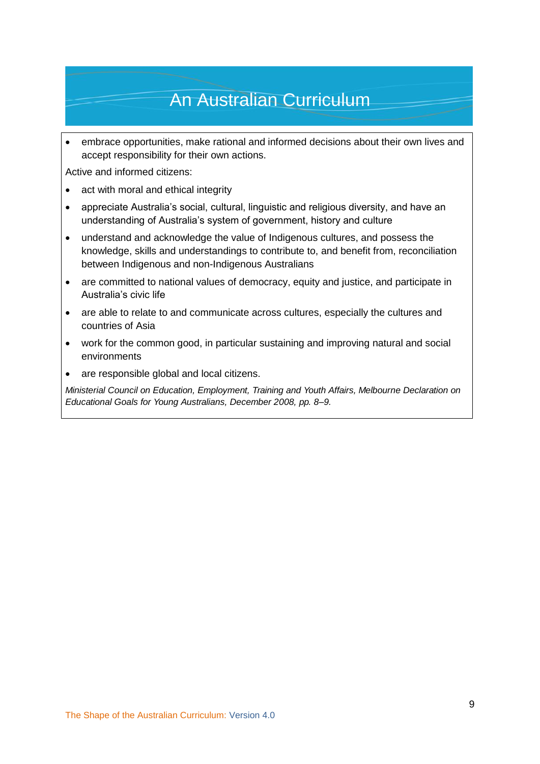- embrace opportunities, make rational and informed decisions about their own lives and accept responsibility for their own actions.

Active and informed citizens:

- act with moral and ethical integrity
- appreciate Australia's social, cultural, linguistic and religious diversity, and have an understanding of Australia's system of government, history and culture
- understand and acknowledge the value of Indigenous cultures, and possess the knowledge, skills and understandings to contribute to, and benefit from, reconciliation between Indigenous and non-Indigenous Australians
- are committed to national values of democracy, equity and justice, and participate in Australia's civic life
- are able to relate to and communicate across cultures, especially the cultures and countries of Asia
- work for the common good, in particular sustaining and improving natural and social environments
- are responsible global and local citizens.

*Ministerial Council on Education, Employment, Training and Youth Affairs, Melbourne Declaration on Educational Goals for Young Australians, December 2008, pp. 8–9.*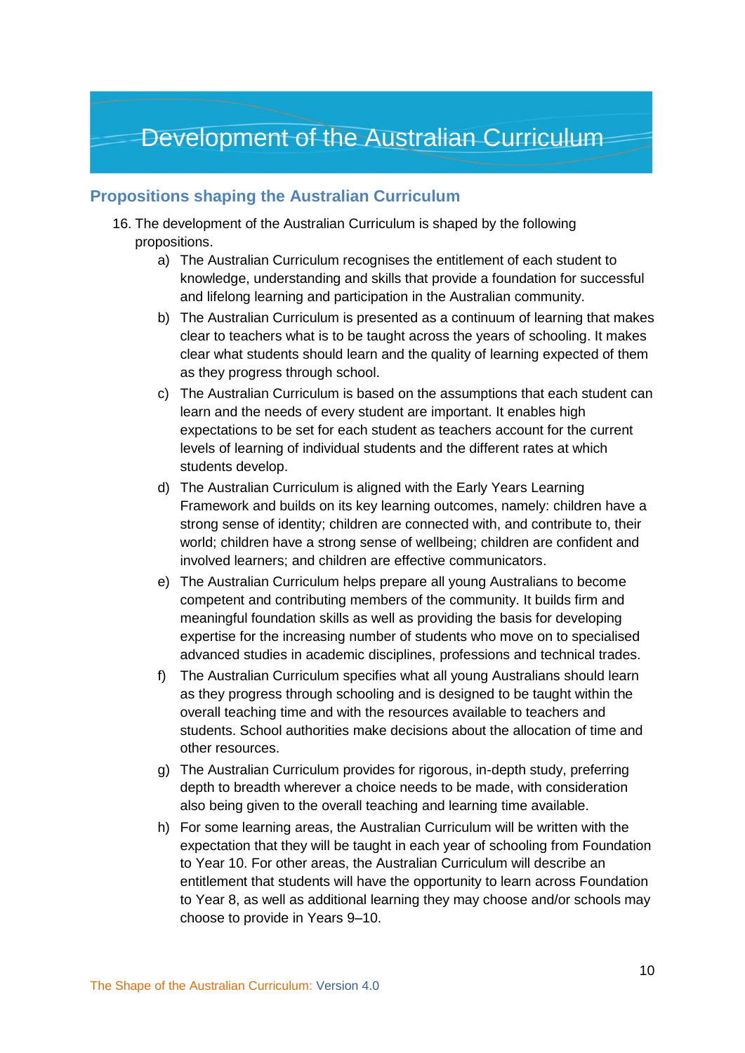# Development of the Australian Curriculum

## Propositions shaping the Australian Curriculum

16. The development of the Australian Curriculum is shaped by the following propositions.
    a) The Australian Curriculum recognises the entitlement of each student to knowledge, understanding and skills that provide a foundation for successful and lifelong learning and participation in the Australian community.
    b) The Australian Curriculum is presented as a continuum of learning that makes clear to teachers what is to be taught across the years of schooling. It makes clear what students should learn and the quality of learning expected of them as they progress through school.
    c) The Australian Curriculum is based on the assumptions that each student can learn and the needs of every student are important. It enables high expectations to be set for each student as teachers account for the current levels of learning of individual students and the different rates at which students develop.
    d) The Australian Curriculum is aligned with the Early Years Learning Framework and builds on its key learning outcomes, namely: children have a strong sense of identity; children are connected with, and contribute to, their world; children have a strong sense of wellbeing; children are confident and involved learners; and children are effective communicators.
    e) The Australian Curriculum helps prepare all young Australians to become competent and contributing members of the community. It builds firm and meaningful foundation skills as well as providing the basis for developing expertise for the increasing number of students who move on to specialised advanced studies in academic disciplines, professions and technical trades.
    f) The Australian Curriculum specifies what all young Australians should learn as they progress through schooling and is designed to be taught within the overall teaching time and with the resources available to teachers and students. School authorities make decisions about the allocation of time and other resources.
    g) The Australian Curriculum provides for rigorous, in-depth study, preferring depth to breadth wherever a choice needs to be made, with consideration also being given to the overall teaching and learning time available.
    h) For some learning areas, the Australian Curriculum will be written with the expectation that they will be taught in each year of schooling from Foundation to Year 10. For other areas, the Australian Curriculum will describe an entitlement that students will have the opportunity to learn across Foundation to Year 8, as well as additional learning they may choose and/or schools may choose to provide in Years 9–10.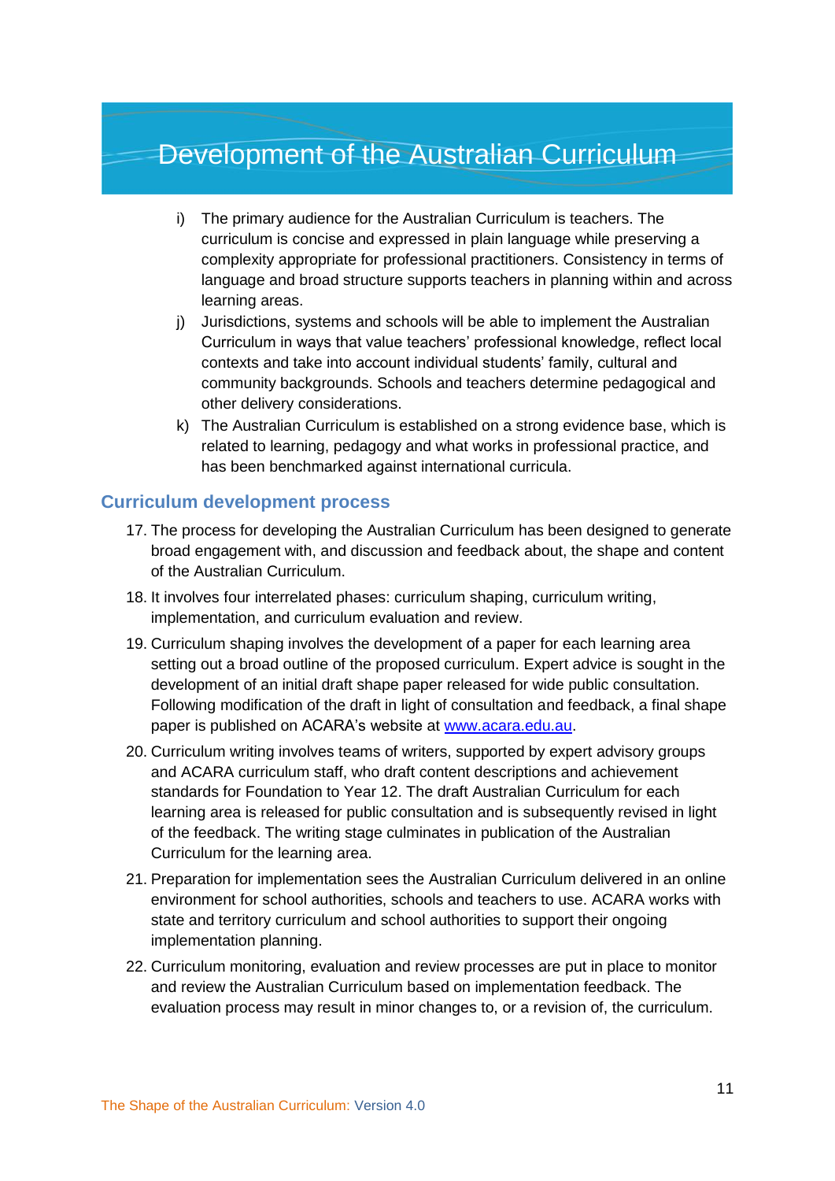# Development of the Australian Curriculum

i) The primary audience for the Australian Curriculum is teachers. The curriculum is concise and expressed in plain language while preserving a complexity appropriate for professional practitioners. Consistency in terms of language and broad structure supports teachers in planning within and across learning areas.

j) Jurisdictions, systems and schools will be able to implement the Australian Curriculum in ways that value teachers' professional knowledge, reflect local contexts and take into account individual students' family, cultural and community backgrounds. Schools and teachers determine pedagogical and other delivery considerations.

k) The Australian Curriculum is established on a strong evidence base, which is related to learning, pedagogy and what works in professional practice, and has been benchmarked against international curricula.

## Curriculum development process

17. The process for developing the Australian Curriculum has been designed to generate broad engagement with, and discussion and feedback about, the shape and content of the Australian Curriculum.
18. It involves four interrelated phases: curriculum shaping, curriculum writing, implementation, and curriculum evaluation and review.
19. Curriculum shaping involves the development of a paper for each learning area setting out a broad outline of the proposed curriculum. Expert advice is sought in the development of an initial draft shape paper released for wide public consultation. Following modification of the draft in light of consultation and feedback, a final shape paper is published on ACARA's website at [www.acara.edu.au](http://www.acara.edu.au).
20. Curriculum writing involves teams of writers, supported by expert advisory groups and ACARA curriculum staff, who draft content descriptions and achievement standards for Foundation to Year 12. The draft Australian Curriculum for each learning area is released for public consultation and is subsequently revised in light of the feedback. The writing stage culminates in publication of the Australian Curriculum for the learning area.
21. Preparation for implementation sees the Australian Curriculum delivered in an online environment for school authorities, schools and teachers to use. ACARA works with state and territory curriculum and school authorities to support their ongoing implementation planning.
22. Curriculum monitoring, evaluation and review processes are put in place to monitor and review the Australian Curriculum based on implementation feedback. The evaluation process may result in minor changes to, or a revision of, the curriculum.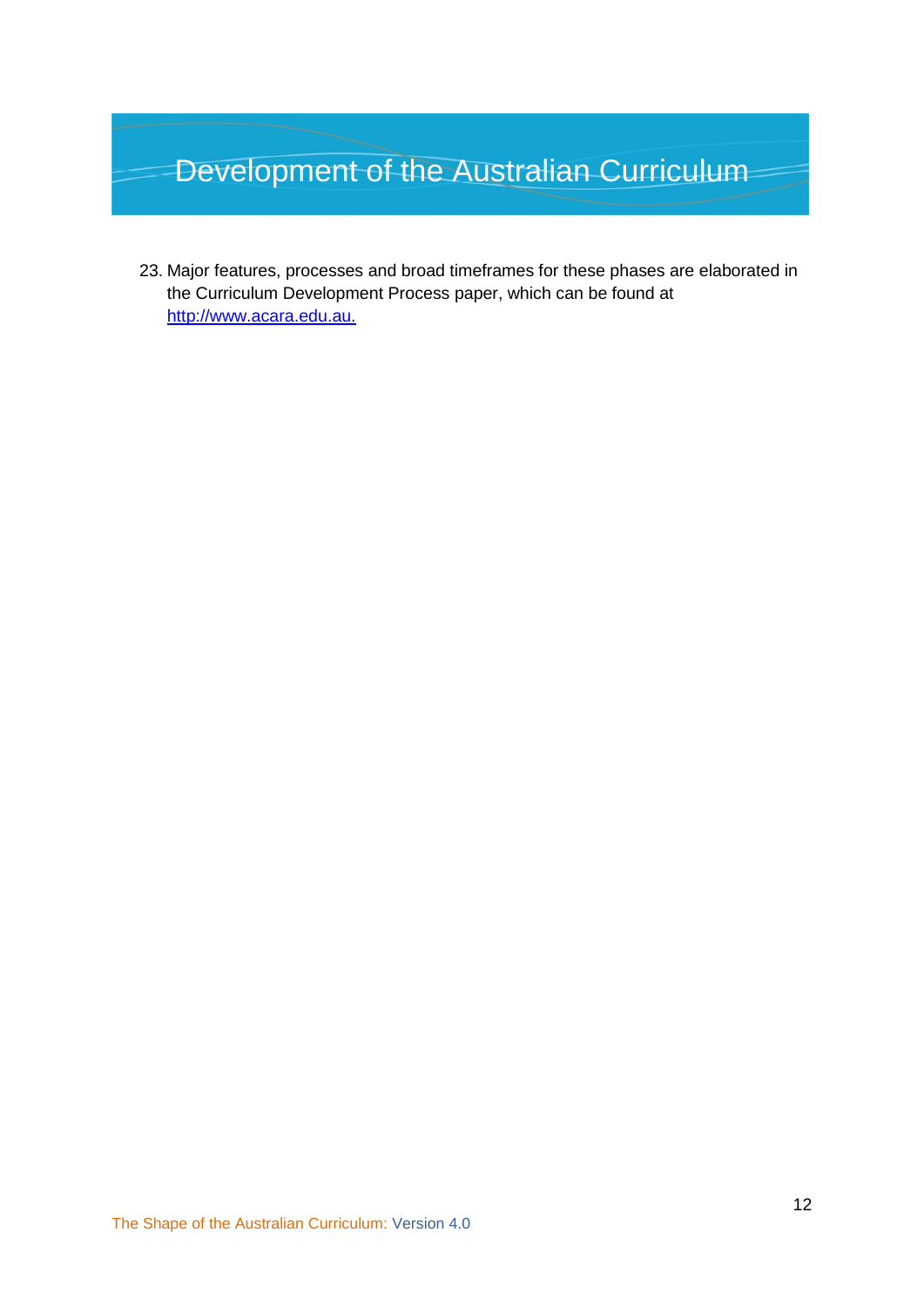# Development of the Australian Curriculum

23. Major features, processes and broad timeframes for these phases are elaborated in the Curriculum Development Process paper, which can be found at http://www.acara.edu.au.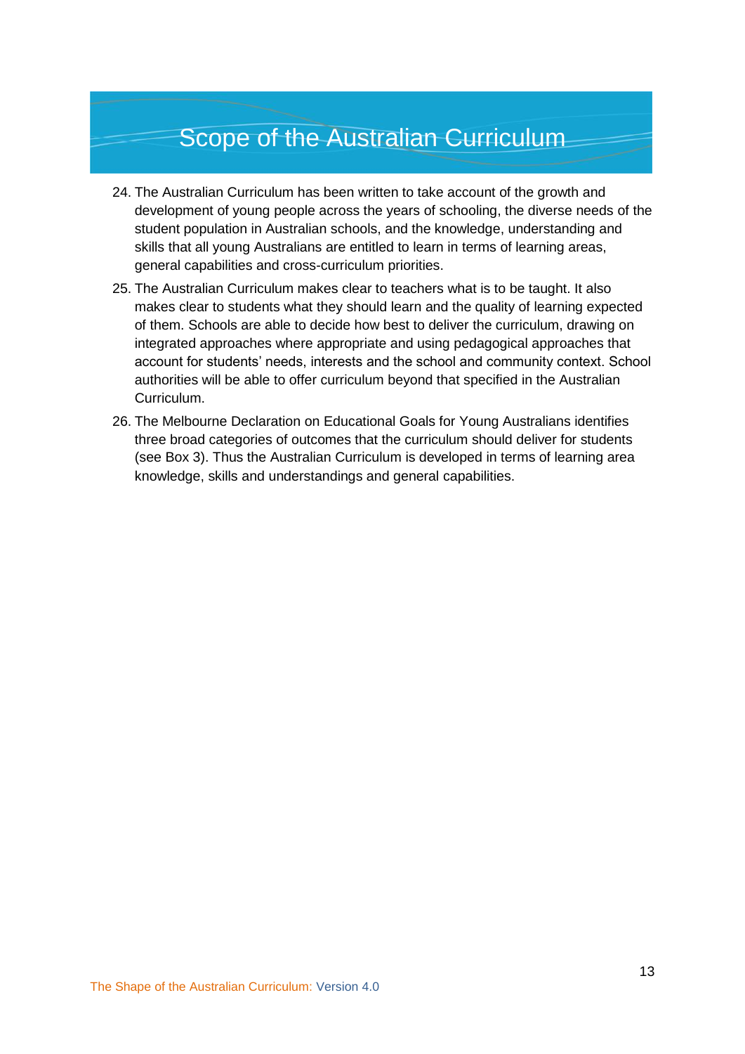# Scope of the Australian Curriculum

24. The Australian Curriculum has been written to take account of the growth and development of young people across the years of schooling, the diverse needs of the student population in Australian schools, and the knowledge, understanding and skills that all young Australians are entitled to learn in terms of learning areas, general capabilities and cross-curriculum priorities.

25. The Australian Curriculum makes clear to teachers what is to be taught. It also makes clear to students what they should learn and the quality of learning expected of them. Schools are able to decide how best to deliver the curriculum, drawing on integrated approaches where appropriate and using pedagogical approaches that account for students' needs, interests and the school and community context. School authorities will be able to offer curriculum beyond that specified in the Australian Curriculum.

26. The Melbourne Declaration on Educational Goals for Young Australians identifies three broad categories of outcomes that the curriculum should deliver for students (see Box 3). Thus the Australian Curriculum is developed in terms of learning area knowledge, skills and understandings and general capabilities.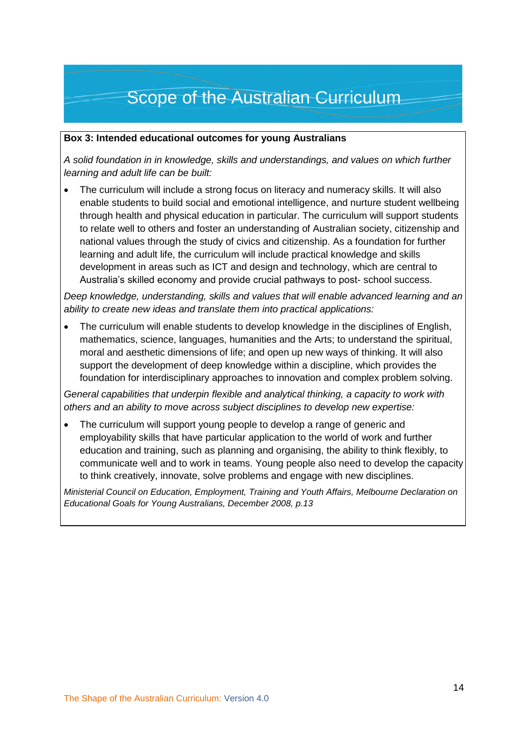# Scope of the Australian Curriculum

**Box 3: Intended educational outcomes for young Australians**

*A solid foundation in in knowledge, skills and understandings, and values on which further learning and adult life can be built:*

- The curriculum will include a strong focus on literacy and numeracy skills. It will also enable students to build social and emotional intelligence, and nurture student wellbeing through health and physical education in particular. The curriculum will support students to relate well to others and foster an understanding of Australian society, citizenship and national values through the study of civics and citizenship. As a foundation for further learning and adult life, the curriculum will include practical knowledge and skills development in areas such as ICT and design and technology, which are central to Australia's skilled economy and provide crucial pathways to post- school success.

*Deep knowledge, understanding, skills and values that will enable advanced learning and an ability to create new ideas and translate them into practical applications:*

- The curriculum will enable students to develop knowledge in the disciplines of English, mathematics, science, languages, humanities and the Arts; to understand the spiritual, moral and aesthetic dimensions of life; and open up new ways of thinking. It will also support the development of deep knowledge within a discipline, which provides the foundation for interdisciplinary approaches to innovation and complex problem solving.

*General capabilities that underpin flexible and analytical thinking, a capacity to work with others and an ability to move across subject disciplines to develop new expertise:*

- The curriculum will support young people to develop a range of generic and employability skills that have particular application to the world of work and further education and training, such as planning and organising, the ability to think flexibly, to communicate well and to work in teams. Young people also need to develop the capacity to think creatively, innovate, solve problems and engage with new disciplines.

*Ministerial Council on Education, Employment, Training and Youth Affairs, Melbourne Declaration on Educational Goals for Young Australians, December 2008, p.13*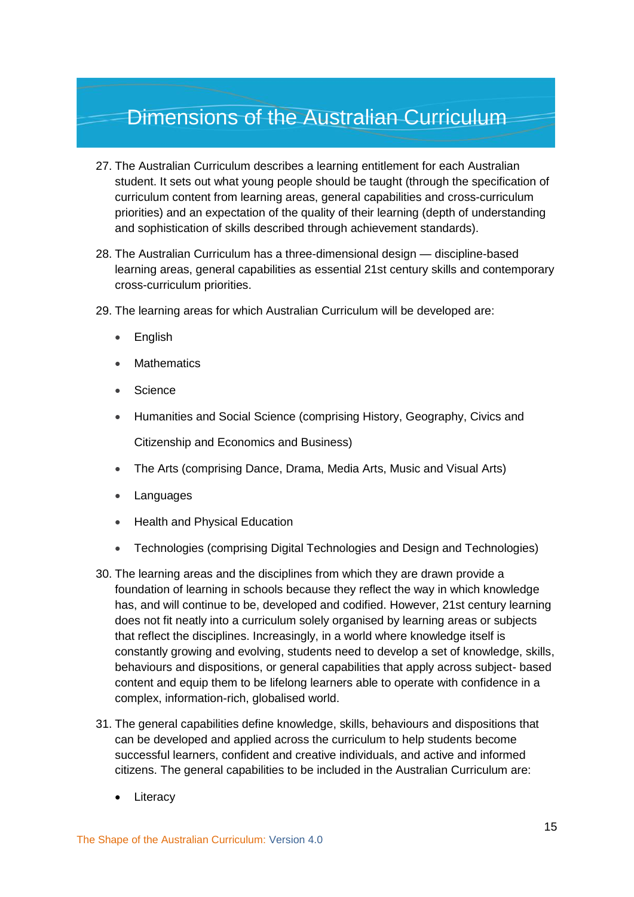# Dimensions of the Australian Curriculum

27. The Australian Curriculum describes a learning entitlement for each Australian student. It sets out what young people should be taught (through the specification of curriculum content from learning areas, general capabilities and cross-curriculum priorities) and an expectation of the quality of their learning (depth of understanding and sophistication of skills described through achievement standards).

28. The Australian Curriculum has a three-dimensional design — discipline-based learning areas, general capabilities as essential 21st century skills and contemporary cross-curriculum priorities.

29. The learning areas for which Australian Curriculum will be developed are:

    - English
    - Mathematics
    - Science
    - Humanities and Social Science (comprising History, Geography, Civics and Citizenship and Economics and Business)
    - The Arts (comprising Dance, Drama, Media Arts, Music and Visual Arts)
    - Languages
    - Health and Physical Education
    - Technologies (comprising Digital Technologies and Design and Technologies)

30. The learning areas and the disciplines from which they are drawn provide a foundation of learning in schools because they reflect the way in which knowledge has, and will continue to be, developed and codified. However, 21st century learning does not fit neatly into a curriculum solely organised by learning areas or subjects that reflect the disciplines. Increasingly, in a world where knowledge itself is constantly growing and evolving, students need to develop a set of knowledge, skills, behaviours and dispositions, or general capabilities that apply across subject- based content and equip them to be lifelong learners able to operate with confidence in a complex, information-rich, globalised world.

31. The general capabilities define knowledge, skills, behaviours and dispositions that can be developed and applied across the curriculum to help students become successful learners, confident and creative individuals, and active and informed citizens. The general capabilities to be included in the Australian Curriculum are:

    - Literacy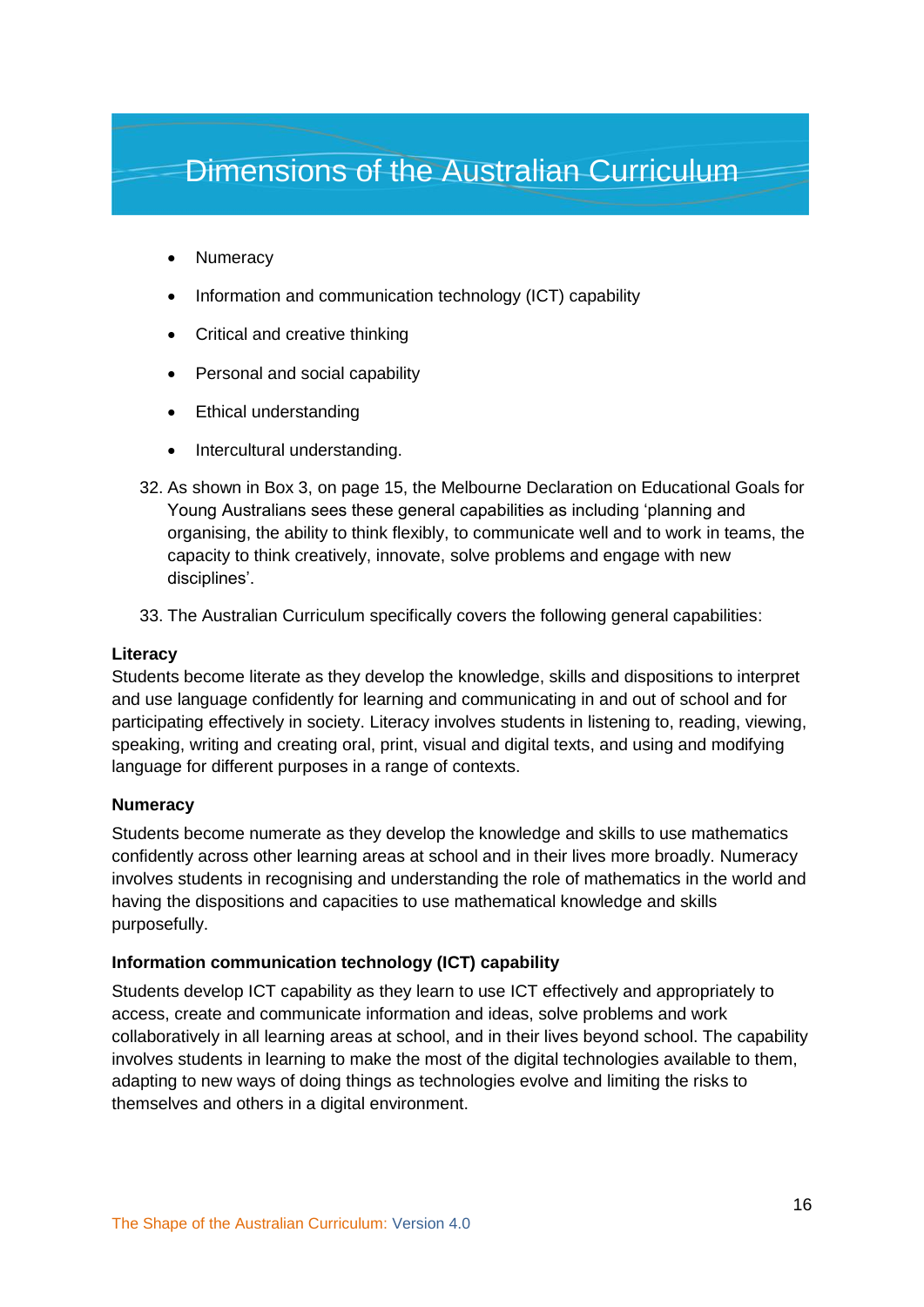# Dimensions of the Australian Curriculum

- Numeracy
- Information and communication technology (ICT) capability
- Critical and creative thinking
- Personal and social capability
- Ethical understanding
- Intercultural understanding.

32. As shown in Box 3, on page 15, the Melbourne Declaration on Educational Goals for Young Australians sees these general capabilities as including 'planning and organising, the ability to think flexibly, to communicate well and to work in teams, the capacity to think creatively, innovate, solve problems and engage with new disciplines'.

33. The Australian Curriculum specifically covers the following general capabilities:

**Literacy**
Students become literate as they develop the knowledge, skills and dispositions to interpret and use language confidently for learning and communicating in and out of school and for participating effectively in society. Literacy involves students in listening to, reading, viewing, speaking, writing and creating oral, print, visual and digital texts, and using and modifying language for different purposes in a range of contexts.

**Numeracy**
Students become numerate as they develop the knowledge and skills to use mathematics confidently across other learning areas at school and in their lives more broadly. Numeracy involves students in recognising and understanding the role of mathematics in the world and having the dispositions and capacities to use mathematical knowledge and skills purposefully.

**Information communication technology (ICT) capability**
Students develop ICT capability as they learn to use ICT effectively and appropriately to access, create and communicate information and ideas, solve problems and work collaboratively in all learning areas at school, and in their lives beyond school. The capability involves students in learning to make the most of the digital technologies available to them, adapting to new ways of doing things as technologies evolve and limiting the risks to themselves and others in a digital environment.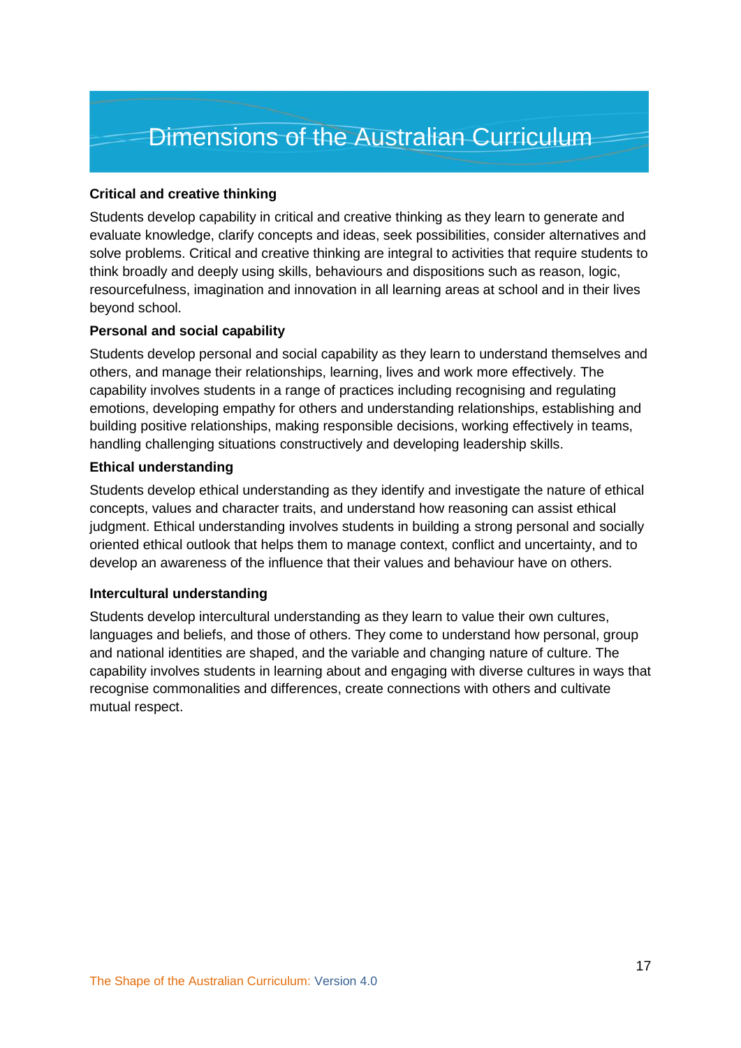# Dimensions of the Australian Curriculum

**Critical and creative thinking**

Students develop capability in critical and creative thinking as they learn to generate and evaluate knowledge, clarify concepts and ideas, seek possibilities, consider alternatives and solve problems. Critical and creative thinking are integral to activities that require students to think broadly and deeply using skills, behaviours and dispositions such as reason, logic, resourcefulness, imagination and innovation in all learning areas at school and in their lives beyond school.

**Personal and social capability**

Students develop personal and social capability as they learn to understand themselves and others, and manage their relationships, learning, lives and work more effectively. The capability involves students in a range of practices including recognising and regulating emotions, developing empathy for others and understanding relationships, establishing and building positive relationships, making responsible decisions, working effectively in teams, handling challenging situations constructively and developing leadership skills.

**Ethical understanding**

Students develop ethical understanding as they identify and investigate the nature of ethical concepts, values and character traits, and understand how reasoning can assist ethical judgment. Ethical understanding involves students in building a strong personal and socially oriented ethical outlook that helps them to manage context, conflict and uncertainty, and to develop an awareness of the influence that their values and behaviour have on others.

**Intercultural understanding**

Students develop intercultural understanding as they learn to value their own cultures, languages and beliefs, and those of others. They come to understand how personal, group and national identities are shaped, and the variable and changing nature of culture. The capability involves students in learning about and engaging with diverse cultures in ways that recognise commonalities and differences, create connections with others and cultivate mutual respect.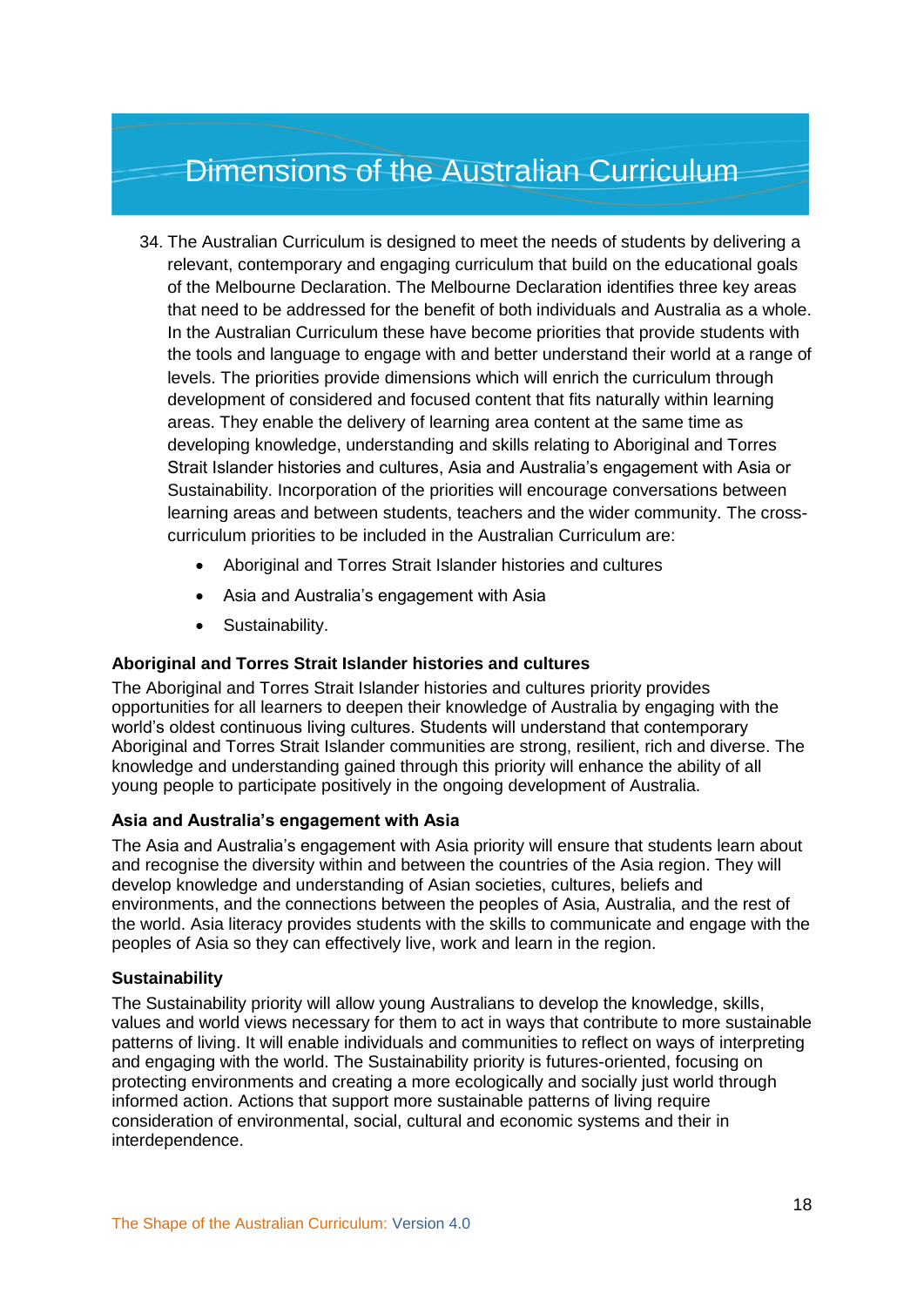# Dimensions of the Australian Curriculum

34. The Australian Curriculum is designed to meet the needs of students by delivering a relevant, contemporary and engaging curriculum that build on the educational goals of the Melbourne Declaration. The Melbourne Declaration identifies three key areas that need to be addressed for the benefit of both individuals and Australia as a whole. In the Australian Curriculum these have become priorities that provide students with the tools and language to engage with and better understand their world at a range of levels. The priorities provide dimensions which will enrich the curriculum through development of considered and focused content that fits naturally within learning areas. They enable the delivery of learning area content at the same time as developing knowledge, understanding and skills relating to Aboriginal and Torres Strait Islander histories and cultures, Asia and Australia's engagement with Asia or Sustainability. Incorporation of the priorities will encourage conversations between learning areas and between students, teachers and the wider community. The cross-curriculum priorities to be included in the Australian Curriculum are:
    - Aboriginal and Torres Strait Islander histories and cultures
    - Asia and Australia's engagement with Asia
    - Sustainability.

**Aboriginal and Torres Strait Islander histories and cultures**

The Aboriginal and Torres Strait Islander histories and cultures priority provides opportunities for all learners to deepen their knowledge of Australia by engaging with the world's oldest continuous living cultures. Students will understand that contemporary Aboriginal and Torres Strait Islander communities are strong, resilient, rich and diverse. The knowledge and understanding gained through this priority will enhance the ability of all young people to participate positively in the ongoing development of Australia.

**Asia and Australia's engagement with Asia**

The Asia and Australia's engagement with Asia priority will ensure that students learn about and recognise the diversity within and between the countries of the Asia region. They will develop knowledge and understanding of Asian societies, cultures, beliefs and environments, and the connections between the peoples of Asia, Australia, and the rest of the world. Asia literacy provides students with the skills to communicate and engage with the peoples of Asia so they can effectively live, work and learn in the region.

**Sustainability**

The Sustainability priority will allow young Australians to develop the knowledge, skills, values and world views necessary for them to act in ways that contribute to more sustainable patterns of living. It will enable individuals and communities to reflect on ways of interpreting and engaging with the world. The Sustainability priority is futures-oriented, focusing on protecting environments and creating a more ecologically and socially just world through informed action. Actions that support more sustainable patterns of living require consideration of environmental, social, cultural and economic systems and their in interdependence.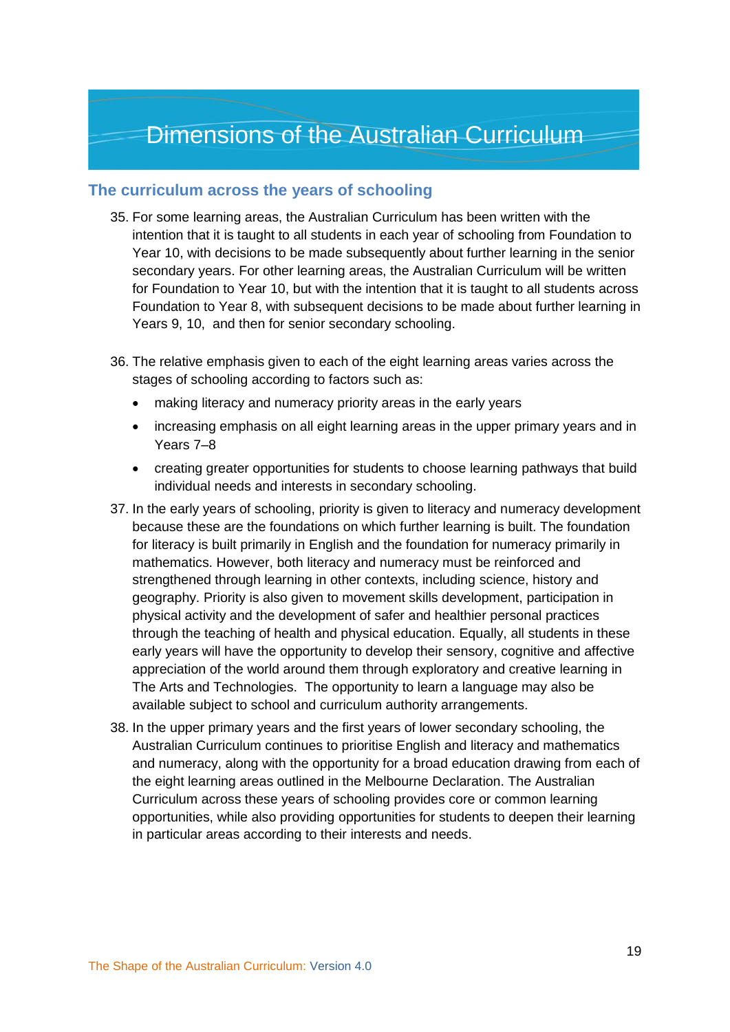# Dimensions of the Australian Curriculum

## The curriculum across the years of schooling

35. For some learning areas, the Australian Curriculum has been written with the intention that it is taught to all students in each year of schooling from Foundation to Year 10, with decisions to be made subsequently about further learning in the senior secondary years. For other learning areas, the Australian Curriculum will be written for Foundation to Year 10, but with the intention that it is taught to all students across Foundation to Year 8, with subsequent decisions to be made about further learning in Years 9, 10, and then for senior secondary schooling.

36. The relative emphasis given to each of the eight learning areas varies across the stages of schooling according to factors such as:
    - making literacy and numeracy priority areas in the early years
    - increasing emphasis on all eight learning areas in the upper primary years and in Years 7–8
    - creating greater opportunities for students to choose learning pathways that build individual needs and interests in secondary schooling.

37. In the early years of schooling, priority is given to literacy and numeracy development because these are the foundations on which further learning is built. The foundation for literacy is built primarily in English and the foundation for numeracy primarily in mathematics. However, both literacy and numeracy must be reinforced and strengthened through learning in other contexts, including science, history and geography. Priority is also given to movement skills development, participation in physical activity and the development of safer and healthier personal practices through the teaching of health and physical education. Equally, all students in these early years will have the opportunity to develop their sensory, cognitive and affective appreciation of the world around them through exploratory and creative learning in The Arts and Technologies. The opportunity to learn a language may also be available subject to school and curriculum authority arrangements.

38. In the upper primary years and the first years of lower secondary schooling, the Australian Curriculum continues to prioritise English and literacy and mathematics and numeracy, along with the opportunity for a broad education drawing from each of the eight learning areas outlined in the Melbourne Declaration. The Australian Curriculum across these years of schooling provides core or common learning opportunities, while also providing opportunities for students to deepen their learning in particular areas according to their interests and needs.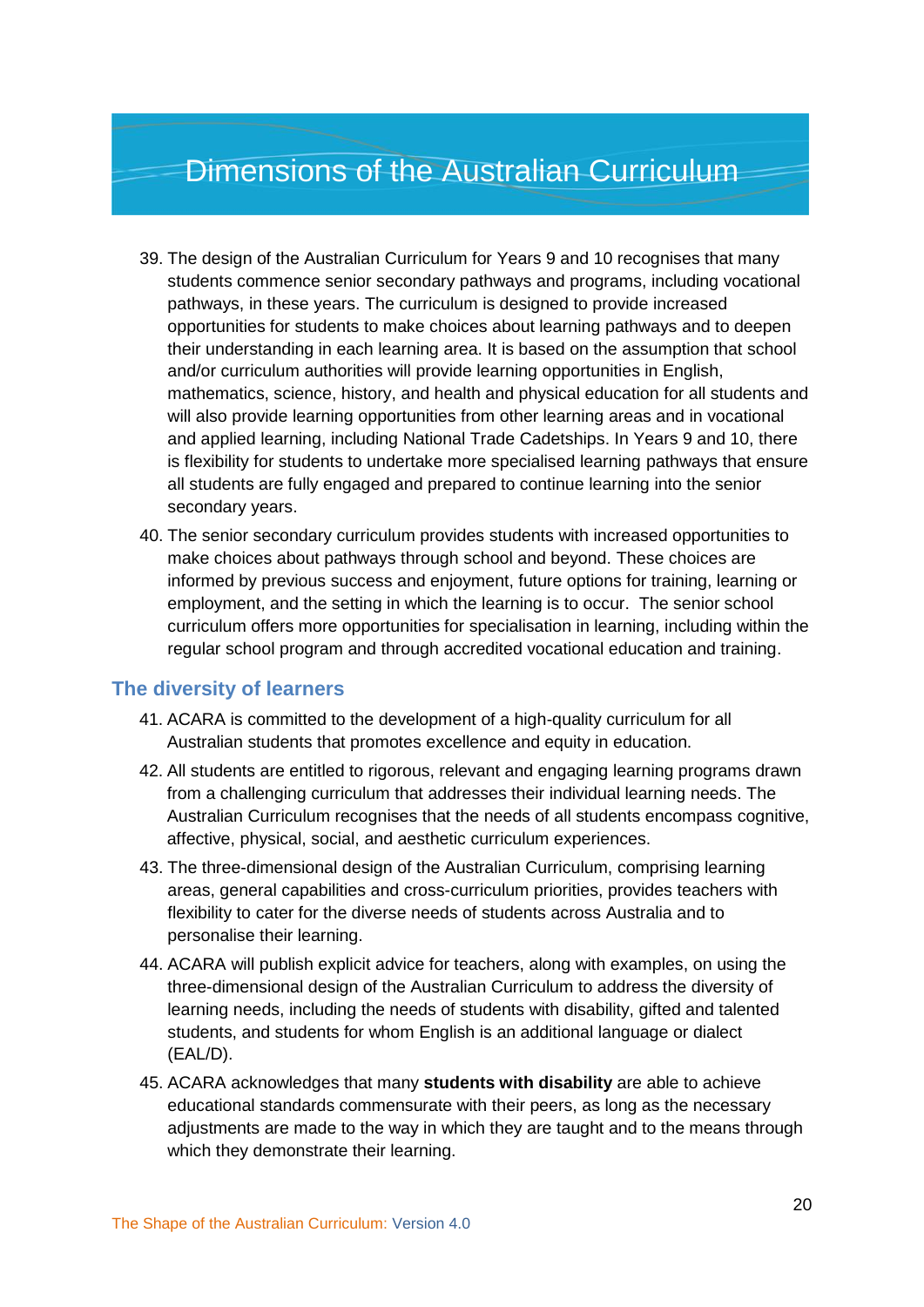# Dimensions of the Australian Curriculum

39. The design of the Australian Curriculum for Years 9 and 10 recognises that many students commence senior secondary pathways and programs, including vocational pathways, in these years. The curriculum is designed to provide increased opportunities for students to make choices about learning pathways and to deepen their understanding in each learning area. It is based on the assumption that school and/or curriculum authorities will provide learning opportunities in English, mathematics, science, history, and health and physical education for all students and will also provide learning opportunities from other learning areas and in vocational and applied learning, including National Trade Cadetships. In Years 9 and 10, there is flexibility for students to undertake more specialised learning pathways that ensure all students are fully engaged and prepared to continue learning into the senior secondary years.
40. The senior secondary curriculum provides students with increased opportunities to make choices about pathways through school and beyond. These choices are informed by previous success and enjoyment, future options for training, learning or employment, and the setting in which the learning is to occur. The senior school curriculum offers more opportunities for specialisation in learning, including within the regular school program and through accredited vocational education and training.

## The diversity of learners

41. ACARA is committed to the development of a high-quality curriculum for all Australian students that promotes excellence and equity in education.
42. All students are entitled to rigorous, relevant and engaging learning programs drawn from a challenging curriculum that addresses their individual learning needs. The Australian Curriculum recognises that the needs of all students encompass cognitive, affective, physical, social, and aesthetic curriculum experiences.
43. The three-dimensional design of the Australian Curriculum, comprising learning areas, general capabilities and cross-curriculum priorities, provides teachers with flexibility to cater for the diverse needs of students across Australia and to personalise their learning.
44. ACARA will publish explicit advice for teachers, along with examples, on using the three-dimensional design of the Australian Curriculum to address the diversity of learning needs, including the needs of students with disability, gifted and talented students, and students for whom English is an additional language or dialect (EAL/D).
45. ACARA acknowledges that many **students with disability** are able to achieve educational standards commensurate with their peers, as long as the necessary adjustments are made to the way in which they are taught and to the means through which they demonstrate their learning.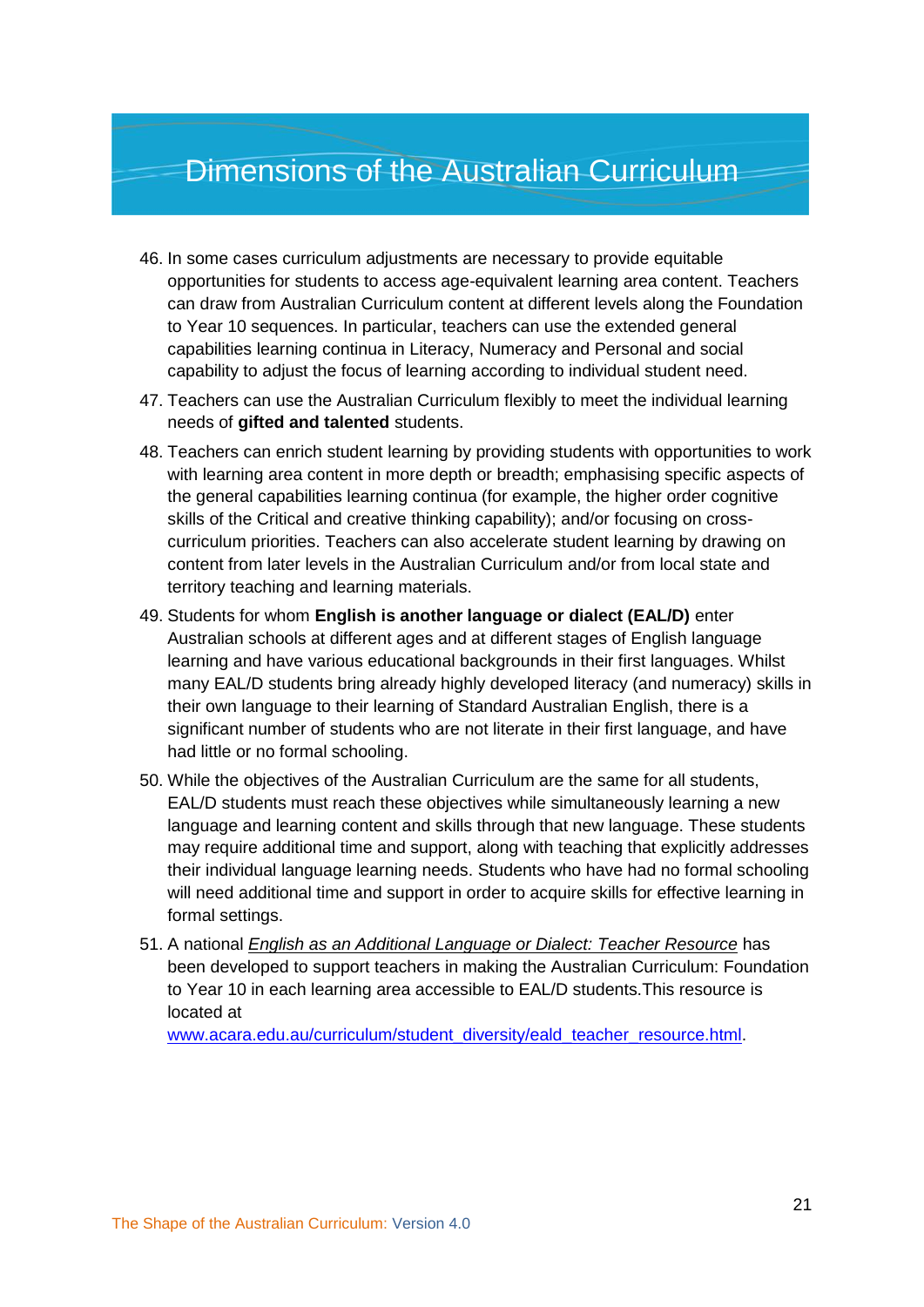# Dimensions of the Australian Curriculum

46. In some cases curriculum adjustments are necessary to provide equitable opportunities for students to access age-equivalent learning area content. Teachers can draw from Australian Curriculum content at different levels along the Foundation to Year 10 sequences. In particular, teachers can use the extended general capabilities learning continua in Literacy, Numeracy and Personal and social capability to adjust the focus of learning according to individual student need.
47. Teachers can use the Australian Curriculum flexibly to meet the individual learning needs of **gifted and talented** students.
48. Teachers can enrich student learning by providing students with opportunities to work with learning area content in more depth or breadth; emphasising specific aspects of the general capabilities learning continua (for example, the higher order cognitive skills of the Critical and creative thinking capability); and/or focusing on cross-curriculum priorities. Teachers can also accelerate student learning by drawing on content from later levels in the Australian Curriculum and/or from local state and territory teaching and learning materials.
49. Students for whom **English is another language or dialect (EAL/D)** enter Australian schools at different ages and at different stages of English language learning and have various educational backgrounds in their first languages. Whilst many EAL/D students bring already highly developed literacy (and numeracy) skills in their own language to their learning of Standard Australian English, there is a significant number of students who are not literate in their first language, and have had little or no formal schooling.
50. While the objectives of the Australian Curriculum are the same for all students, EAL/D students must reach these objectives while simultaneously learning a new language and learning content and skills through that new language. These students may require additional time and support, along with teaching that explicitly addresses their individual language learning needs. Students who have had no formal schooling will need additional time and support in order to acquire skills for effective learning in formal settings.
51. A national *English as an Additional Language or Dialect: Teacher Resource* has been developed to support teachers in making the Australian Curriculum: Foundation to Year 10 in each learning area accessible to EAL/D students.This resource is located at www.acara.edu.au/curriculum/student_diversity/eald_teacher_resource.html.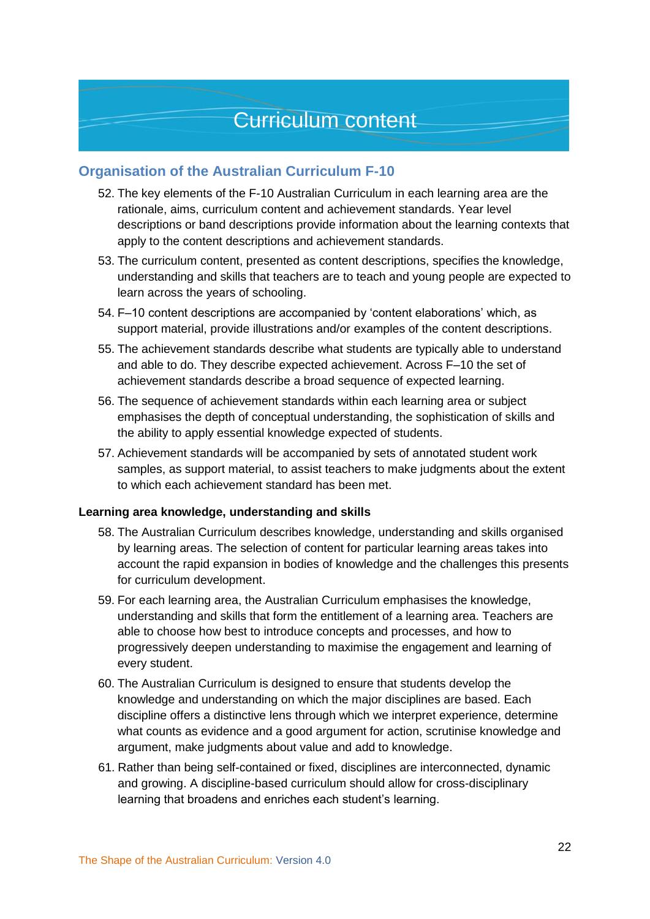# Curriculum content

## Organisation of the Australian Curriculum F-10

52. The key elements of the F-10 Australian Curriculum in each learning area are the rationale, aims, curriculum content and achievement standards. Year level descriptions or band descriptions provide information about the learning contexts that apply to the content descriptions and achievement standards.
53. The curriculum content, presented as content descriptions, specifies the knowledge, understanding and skills that teachers are to teach and young people are expected to learn across the years of schooling.
54. F–10 content descriptions are accompanied by 'content elaborations' which, as support material, provide illustrations and/or examples of the content descriptions.
55. The achievement standards describe what students are typically able to understand and able to do. They describe expected achievement. Across F–10 the set of achievement standards describe a broad sequence of expected learning.
56. The sequence of achievement standards within each learning area or subject emphasises the depth of conceptual understanding, the sophistication of skills and the ability to apply essential knowledge expected of students.
57. Achievement standards will be accompanied by sets of annotated student work samples, as support material, to assist teachers to make judgments about the extent to which each achievement standard has been met.

**Learning area knowledge, understanding and skills**

58. The Australian Curriculum describes knowledge, understanding and skills organised by learning areas. The selection of content for particular learning areas takes into account the rapid expansion in bodies of knowledge and the challenges this presents for curriculum development.
59. For each learning area, the Australian Curriculum emphasises the knowledge, understanding and skills that form the entitlement of a learning area. Teachers are able to choose how best to introduce concepts and processes, and how to progressively deepen understanding to maximise the engagement and learning of every student.
60. The Australian Curriculum is designed to ensure that students develop the knowledge and understanding on which the major disciplines are based. Each discipline offers a distinctive lens through which we interpret experience, determine what counts as evidence and a good argument for action, scrutinise knowledge and argument, make judgments about value and add to knowledge.
61. Rather than being self-contained or fixed, disciplines are interconnected, dynamic and growing. A discipline-based curriculum should allow for cross-disciplinary learning that broadens and enriches each student's learning.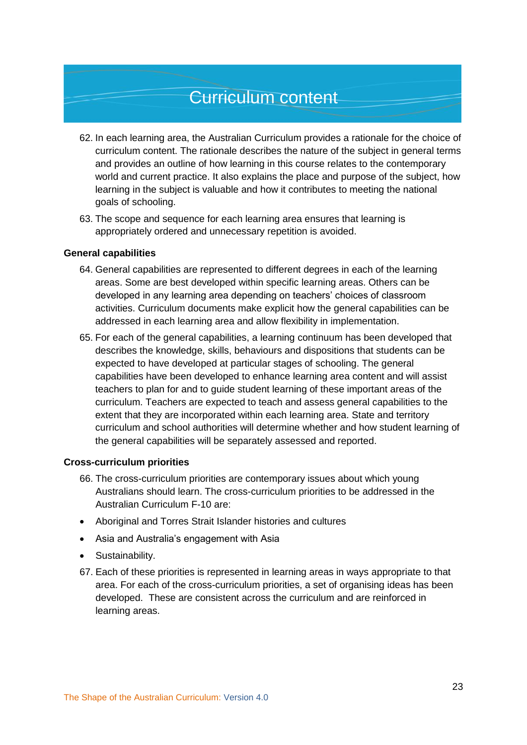# Curriculum content

62. In each learning area, the Australian Curriculum provides a rationale for the choice of curriculum content. The rationale describes the nature of the subject in general terms and provides an outline of how learning in this course relates to the contemporary world and current practice. It also explains the place and purpose of the subject, how learning in the subject is valuable and how it contributes to meeting the national goals of schooling.

63. The scope and sequence for each learning area ensures that learning is appropriately ordered and unnecessary repetition is avoided.

**General capabilities**

64. General capabilities are represented to different degrees in each of the learning areas. Some are best developed within specific learning areas. Others can be developed in any learning area depending on teachers' choices of classroom activities. Curriculum documents make explicit how the general capabilities can be addressed in each learning area and allow flexibility in implementation.

65. For each of the general capabilities, a learning continuum has been developed that describes the knowledge, skills, behaviours and dispositions that students can be expected to have developed at particular stages of schooling. The general capabilities have been developed to enhance learning area content and will assist teachers to plan for and to guide student learning of these important areas of the curriculum. Teachers are expected to teach and assess general capabilities to the extent that they are incorporated within each learning area. State and territory curriculum and school authorities will determine whether and how student learning of the general capabilities will be separately assessed and reported.

**Cross-curriculum priorities**

66. The cross-curriculum priorities are contemporary issues about which young Australians should learn. The cross-curriculum priorities to be addressed in the Australian Curriculum F-10 are:

- Aboriginal and Torres Strait Islander histories and cultures
- Asia and Australia's engagement with Asia
- Sustainability.

67. Each of these priorities is represented in learning areas in ways appropriate to that area. For each of the cross-curriculum priorities, a set of organising ideas has been developed. These are consistent across the curriculum and are reinforced in learning areas.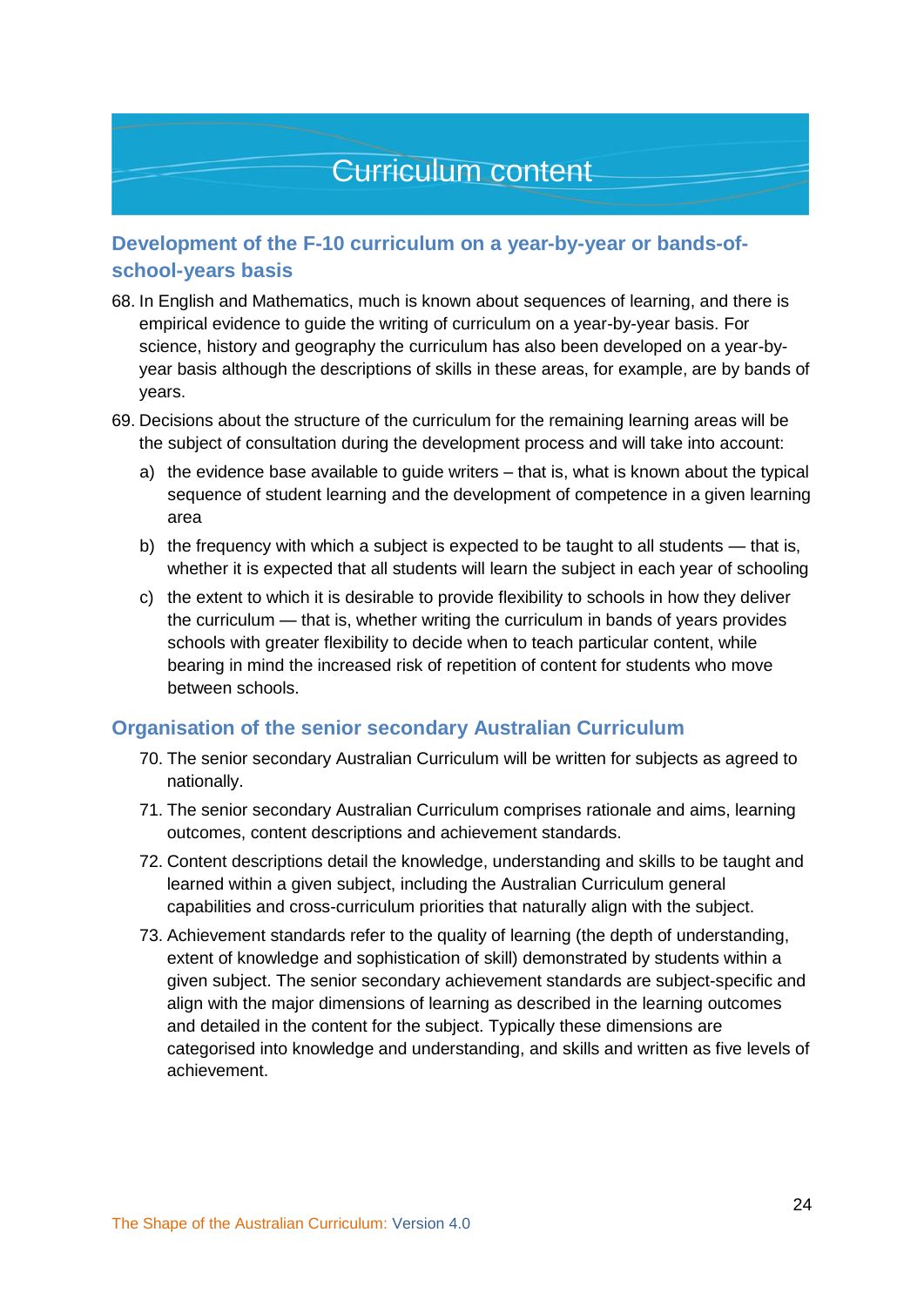# Curriculum content

## Development of the F-10 curriculum on a year-by-year or bands-of-school-years basis

68. In English and Mathematics, much is known about sequences of learning, and there is empirical evidence to guide the writing of curriculum on a year-by-year basis. For science, history and geography the curriculum has also been developed on a year-by-year basis although the descriptions of skills in these areas, for example, are by bands of years.

69. Decisions about the structure of the curriculum for the remaining learning areas will be the subject of consultation during the development process and will take into account:

    a) the evidence base available to guide writers – that is, what is known about the typical sequence of student learning and the development of competence in a given learning area

    b) the frequency with which a subject is expected to be taught to all students — that is, whether it is expected that all students will learn the subject in each year of schooling

    c) the extent to which it is desirable to provide flexibility to schools in how they deliver the curriculum — that is, whether writing the curriculum in bands of years provides schools with greater flexibility to decide when to teach particular content, while bearing in mind the increased risk of repetition of content for students who move between schools.

## Organisation of the senior secondary Australian Curriculum

70. The senior secondary Australian Curriculum will be written for subjects as agreed to nationally.

71. The senior secondary Australian Curriculum comprises rationale and aims, learning outcomes, content descriptions and achievement standards.

72. Content descriptions detail the knowledge, understanding and skills to be taught and learned within a given subject, including the Australian Curriculum general capabilities and cross-curriculum priorities that naturally align with the subject.

73. Achievement standards refer to the quality of learning (the depth of understanding, extent of knowledge and sophistication of skill) demonstrated by students within a given subject. The senior secondary achievement standards are subject-specific and align with the major dimensions of learning as described in the learning outcomes and detailed in the content for the subject. Typically these dimensions are categorised into knowledge and understanding, and skills and written as five levels of achievement.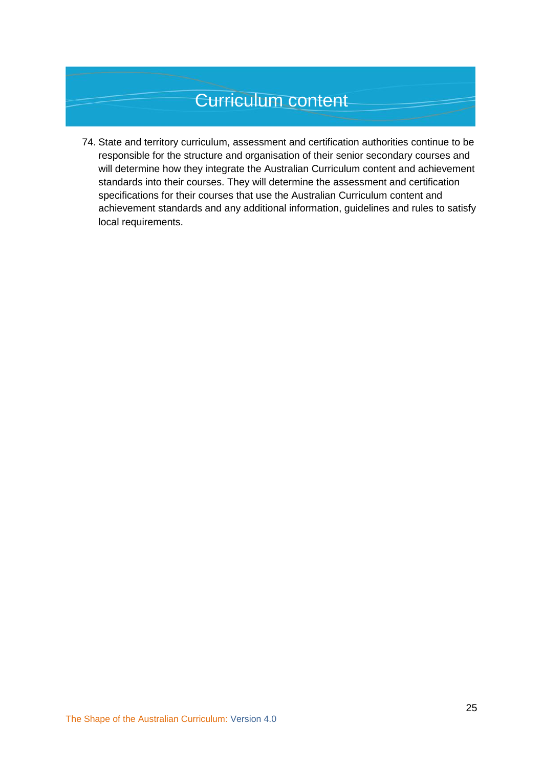# Curriculum content

74. State and territory curriculum, assessment and certification authorities continue to be responsible for the structure and organisation of their senior secondary courses and will determine how they integrate the Australian Curriculum content and achievement standards into their courses. They will determine the assessment and certification specifications for their courses that use the Australian Curriculum content and achievement standards and any additional information, guidelines and rules to satisfy local requirements.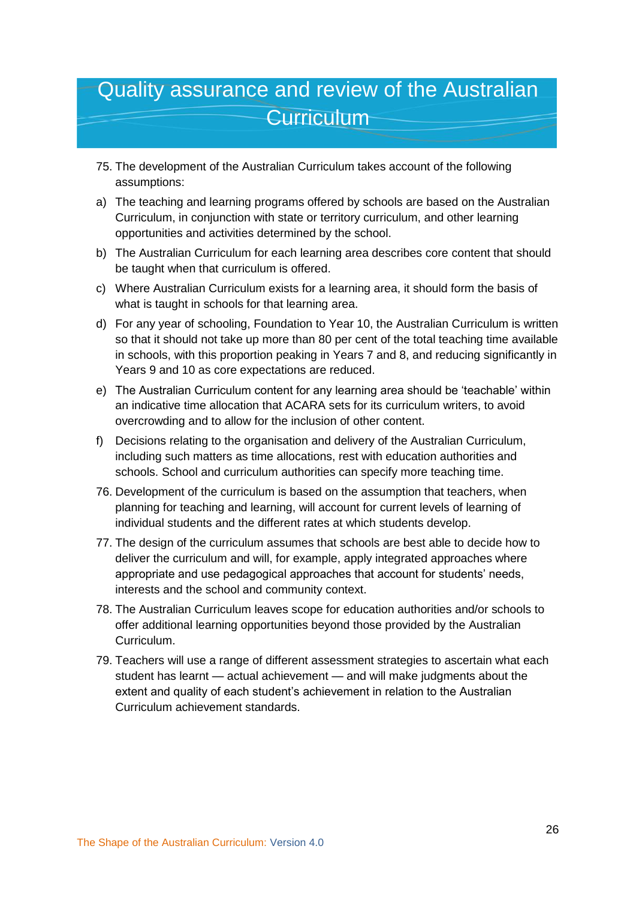# Quality assurance and review of the Australian Curriculum

75. The development of the Australian Curriculum takes account of the following assumptions:

a) The teaching and learning programs offered by schools are based on the Australian Curriculum, in conjunction with state or territory curriculum, and other learning opportunities and activities determined by the school.

b) The Australian Curriculum for each learning area describes core content that should be taught when that curriculum is offered.

c) Where Australian Curriculum exists for a learning area, it should form the basis of what is taught in schools for that learning area.

d) For any year of schooling, Foundation to Year 10, the Australian Curriculum is written so that it should not take up more than 80 per cent of the total teaching time available in schools, with this proportion peaking in Years 7 and 8, and reducing significantly in Years 9 and 10 as core expectations are reduced.

e) The Australian Curriculum content for any learning area should be 'teachable' within an indicative time allocation that ACARA sets for its curriculum writers, to avoid overcrowding and to allow for the inclusion of other content.

f) Decisions relating to the organisation and delivery of the Australian Curriculum, including such matters as time allocations, rest with education authorities and schools. School and curriculum authorities can specify more teaching time.

76. Development of the curriculum is based on the assumption that teachers, when planning for teaching and learning, will account for current levels of learning of individual students and the different rates at which students develop.

77. The design of the curriculum assumes that schools are best able to decide how to deliver the curriculum and will, for example, apply integrated approaches where appropriate and use pedagogical approaches that account for students' needs, interests and the school and community context.

78. The Australian Curriculum leaves scope for education authorities and/or schools to offer additional learning opportunities beyond those provided by the Australian Curriculum.

79. Teachers will use a range of different assessment strategies to ascertain what each student has learnt — actual achievement — and will make judgments about the extent and quality of each student's achievement in relation to the Australian Curriculum achievement standards.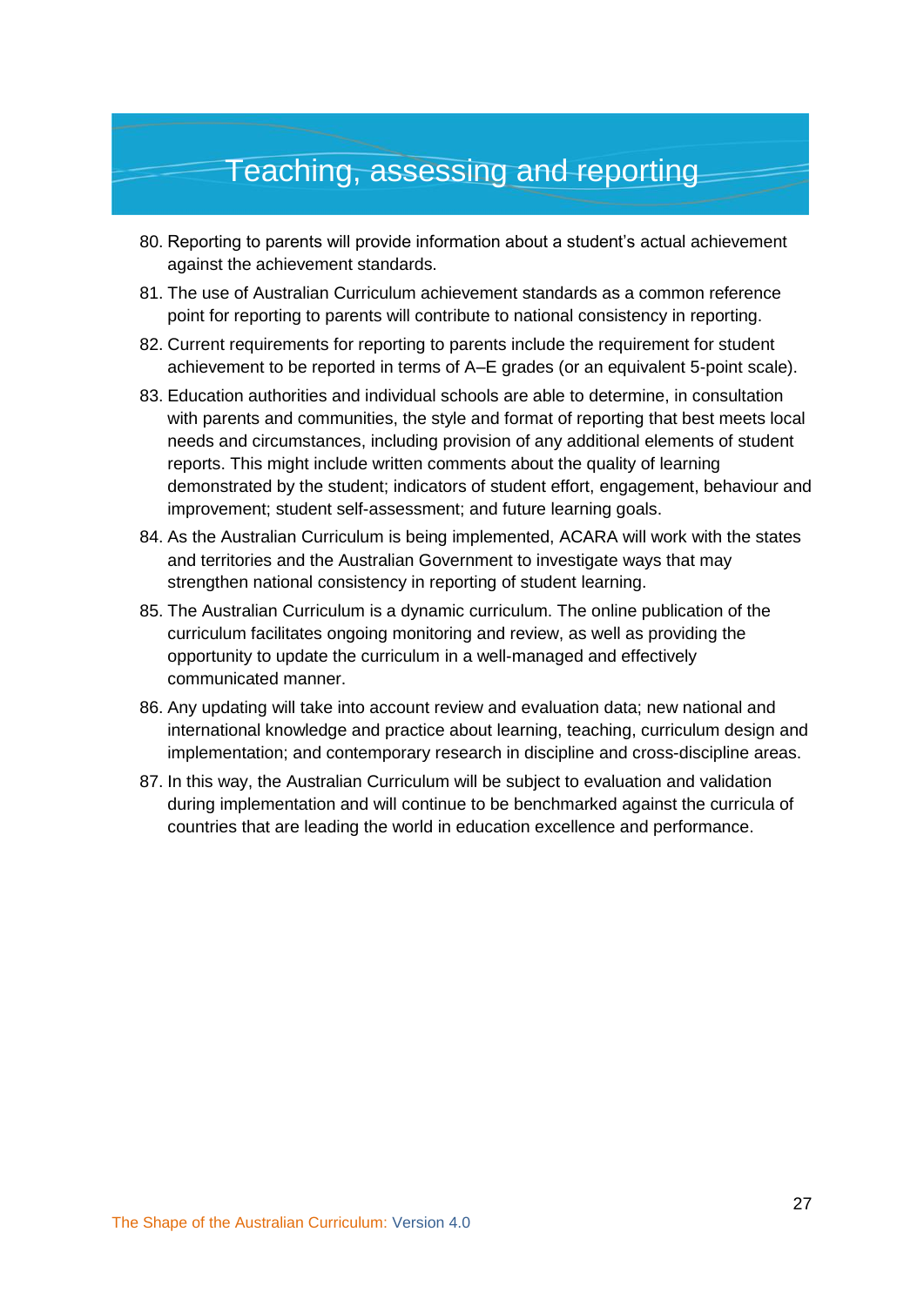# Teaching, assessing and reporting

80. Reporting to parents will provide information about a student's actual achievement against the achievement standards.
81. The use of Australian Curriculum achievement standards as a common reference point for reporting to parents will contribute to national consistency in reporting.
82. Current requirements for reporting to parents include the requirement for student achievement to be reported in terms of A–E grades (or an equivalent 5-point scale).
83. Education authorities and individual schools are able to determine, in consultation with parents and communities, the style and format of reporting that best meets local needs and circumstances, including provision of any additional elements of student reports. This might include written comments about the quality of learning demonstrated by the student; indicators of student effort, engagement, behaviour and improvement; student self-assessment; and future learning goals.
84. As the Australian Curriculum is being implemented, ACARA will work with the states and territories and the Australian Government to investigate ways that may strengthen national consistency in reporting of student learning.
85. The Australian Curriculum is a dynamic curriculum. The online publication of the curriculum facilitates ongoing monitoring and review, as well as providing the opportunity to update the curriculum in a well-managed and effectively communicated manner.
86. Any updating will take into account review and evaluation data; new national and international knowledge and practice about learning, teaching, curriculum design and implementation; and contemporary research in discipline and cross-discipline areas.
87. In this way, the Australian Curriculum will be subject to evaluation and validation during implementation and will continue to be benchmarked against the curricula of countries that are leading the world in education excellence and performance.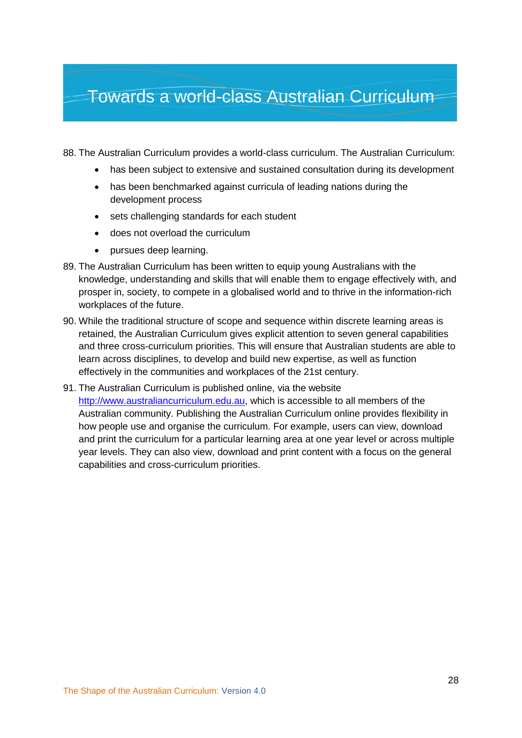# Towards a world-class Australian Curriculum

88. The Australian Curriculum provides a world-class curriculum. The Australian Curriculum:
    - has been subject to extensive and sustained consultation during its development
    - has been benchmarked against curricula of leading nations during the development process
    - sets challenging standards for each student
    - does not overload the curriculum
    - pursues deep learning.
89. The Australian Curriculum has been written to equip young Australians with the knowledge, understanding and skills that will enable them to engage effectively with, and prosper in, society, to compete in a globalised world and to thrive in the information-rich workplaces of the future.
90. While the traditional structure of scope and sequence within discrete learning areas is retained, the Australian Curriculum gives explicit attention to seven general capabilities and three cross-curriculum priorities. This will ensure that Australian students are able to learn across disciplines, to develop and build new expertise, as well as function effectively in the communities and workplaces of the 21st century.
91. The Australian Curriculum is published online, via the website http://www.australiancurriculum.edu.au, which is accessible to all members of the Australian community. Publishing the Australian Curriculum online provides flexibility in how people use and organise the curriculum. For example, users can view, download and print the curriculum for a particular learning area at one year level or across multiple year levels. They can also view, download and print content with a focus on the general capabilities and cross-curriculum priorities.